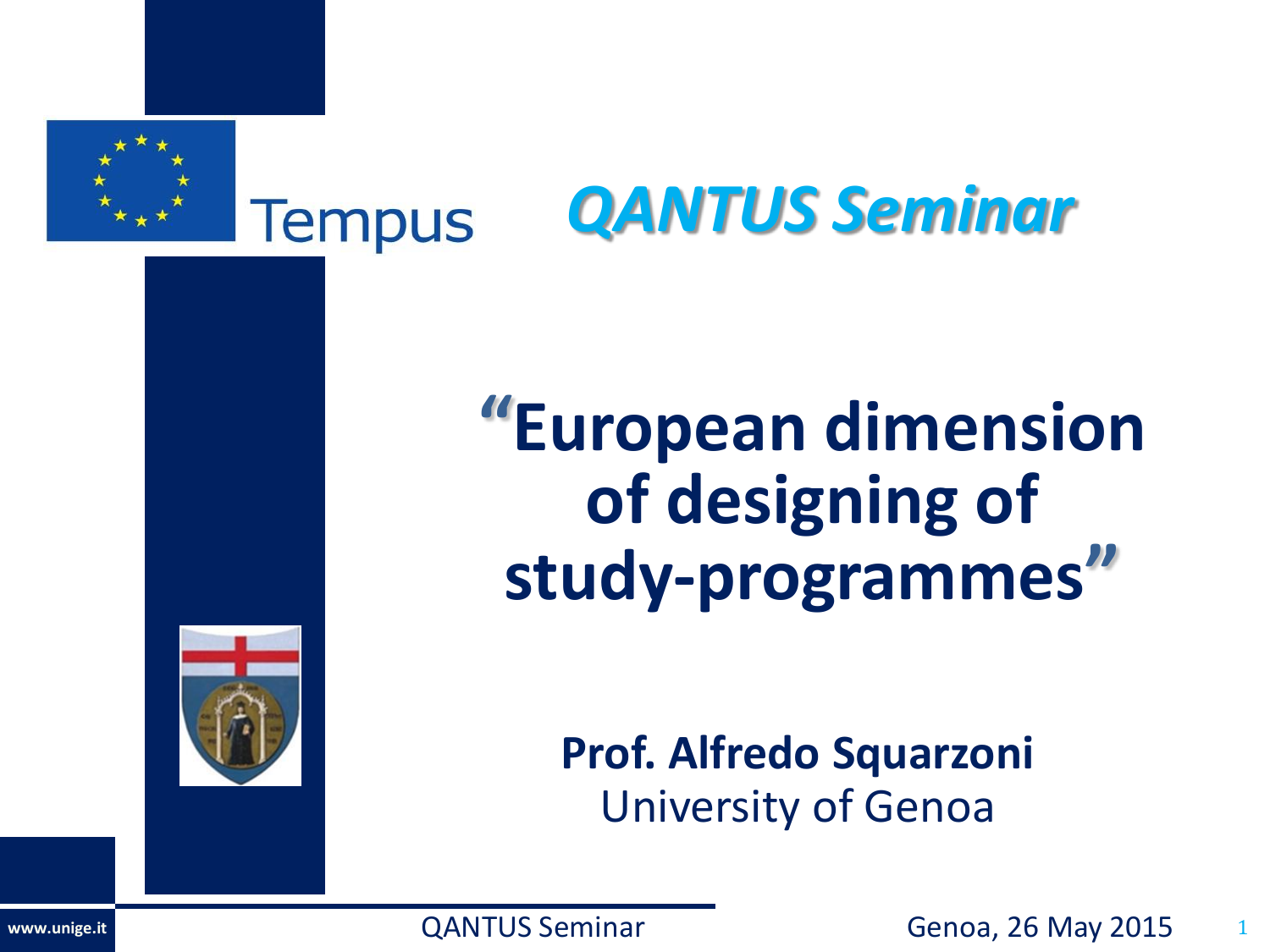Tempus

# QANTUS Seminar

# "European dimension of designing of study-programmes"

**Prof. Alfredo Squarzoni**
University of Genoa

www.unige.it

Genoa, 26 May 2015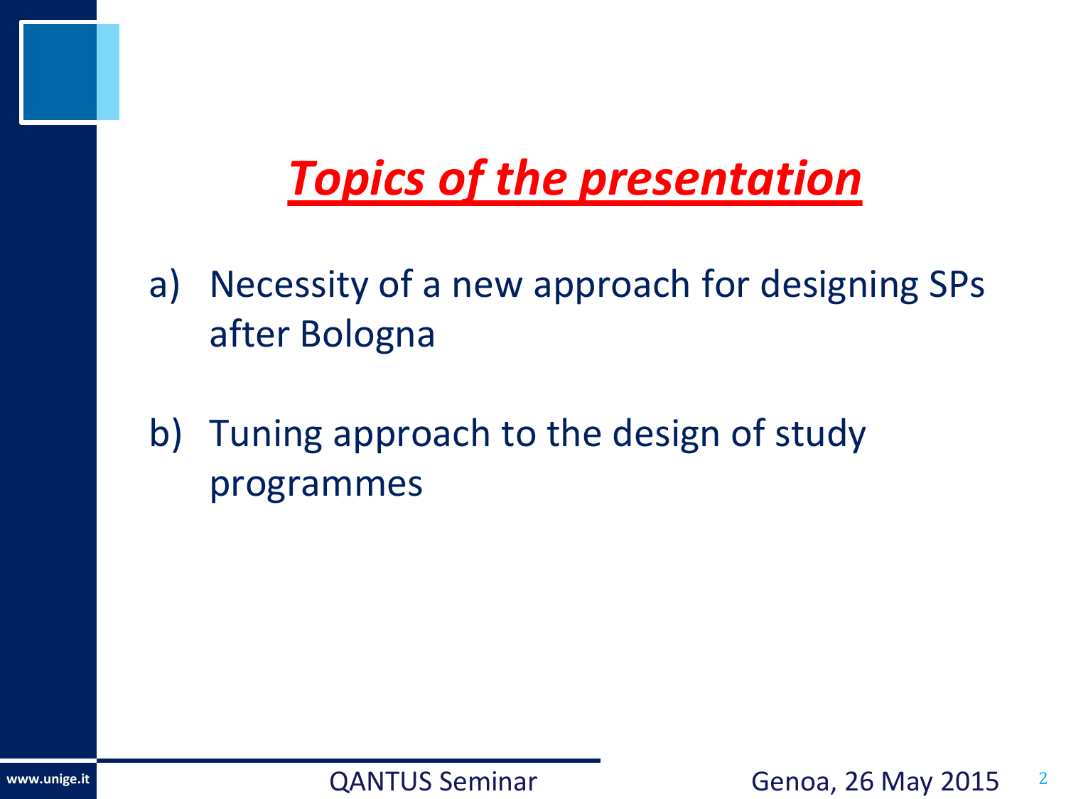# ***Topics of the presentation***

a) Necessity of a new approach for designing SPs after Bologna

b) Tuning approach to the design of study programmes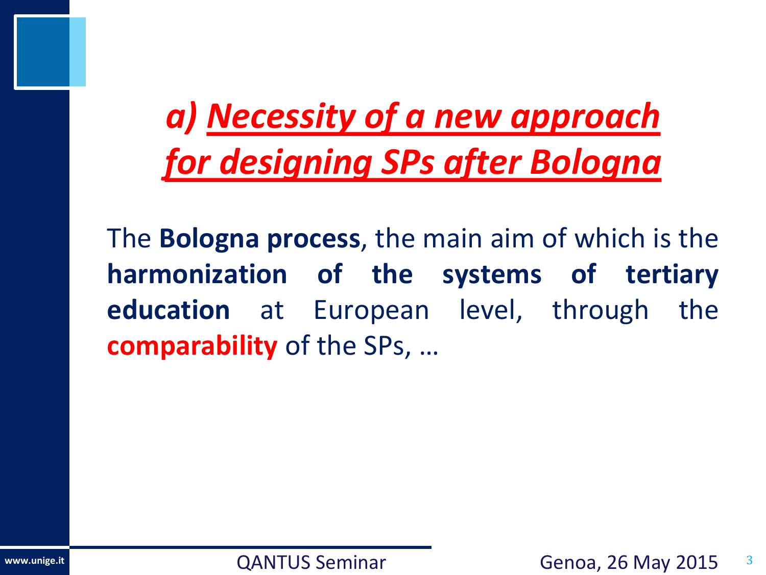## *a) Necessity of a new approach for designing SPs after Bologna*

The **Bologna process**, the main aim of which is the **harmonization of the systems of tertiary education** at European level, through the **comparability** of the SPs, …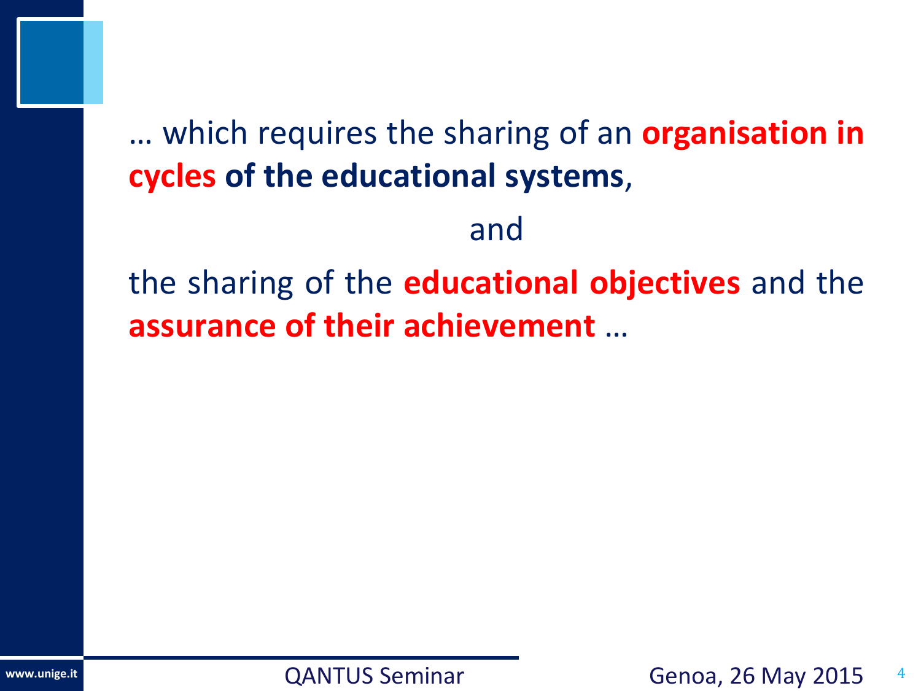… which requires the sharing of an **organisation in cycles of the educational systems**,

and

the sharing of the **educational objectives** and the **assurance of their achievement** …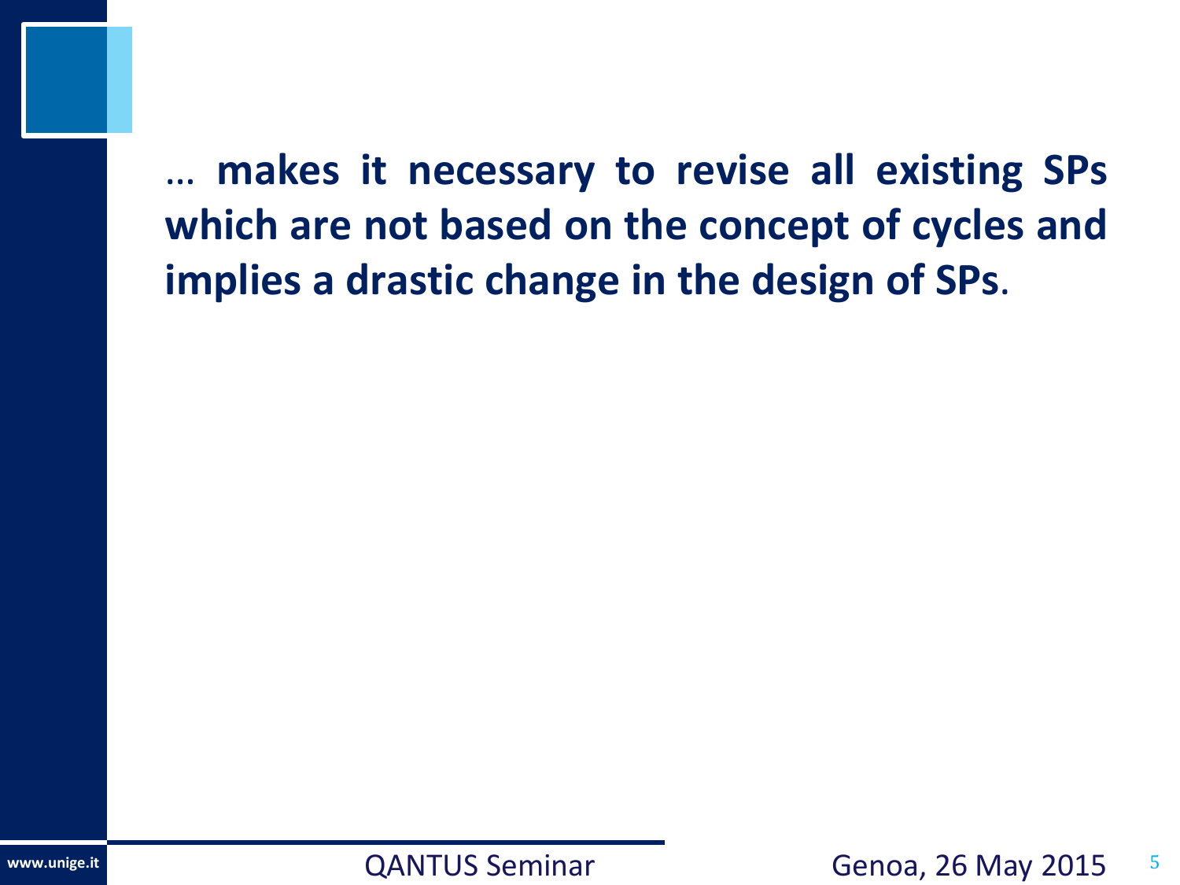… **makes it necessary to revise all existing SPs which are not based on the concept of cycles and implies a drastic change in the design of SPs**.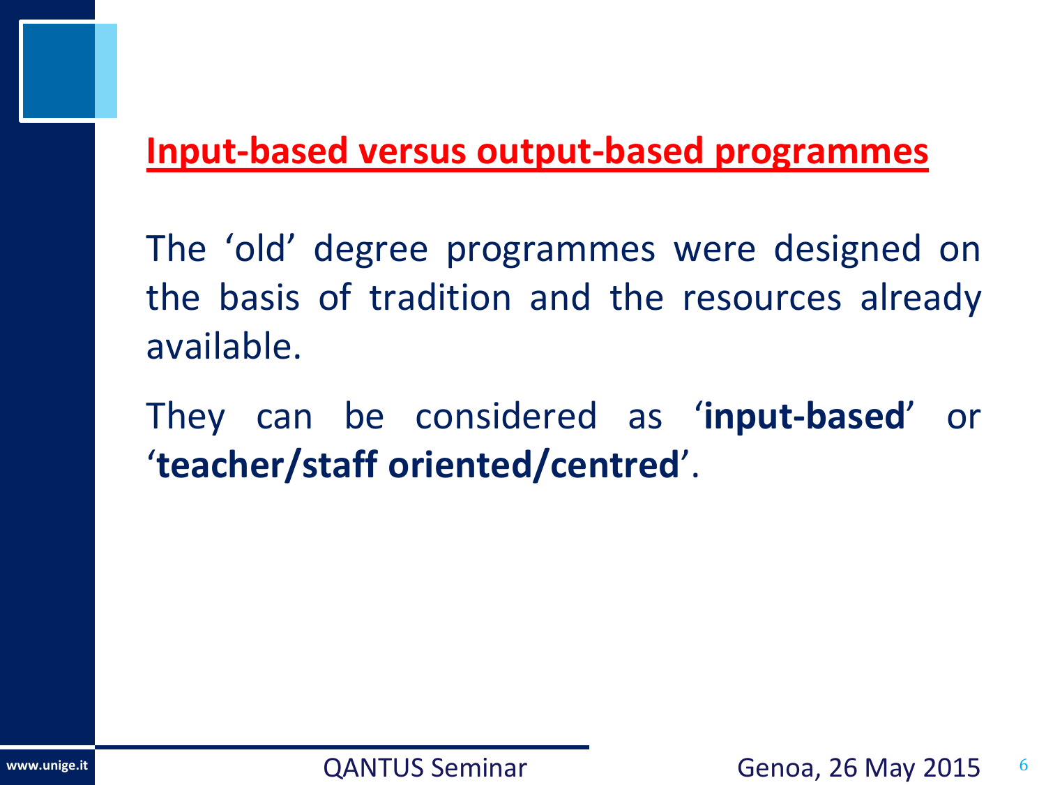## Input-based versus output-based programmes

The 'old' degree programmes were designed on the basis of tradition and the resources already available.

They can be considered as '**input-based**' or '**teacher/staff oriented/centred**'.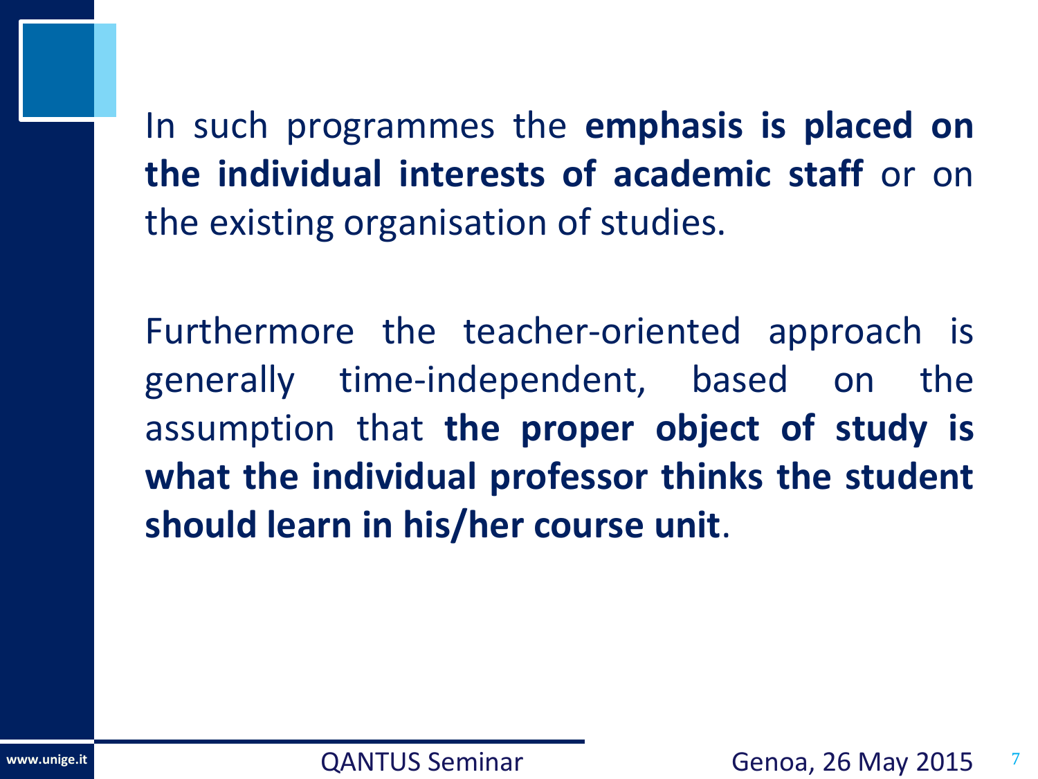In such programmes the **emphasis is placed on the individual interests of academic staff** or on the existing organisation of studies.

Furthermore the teacher-oriented approach is generally time-independent, based on the assumption that **the proper object of study is what the individual professor thinks the student should learn in his/her course unit**.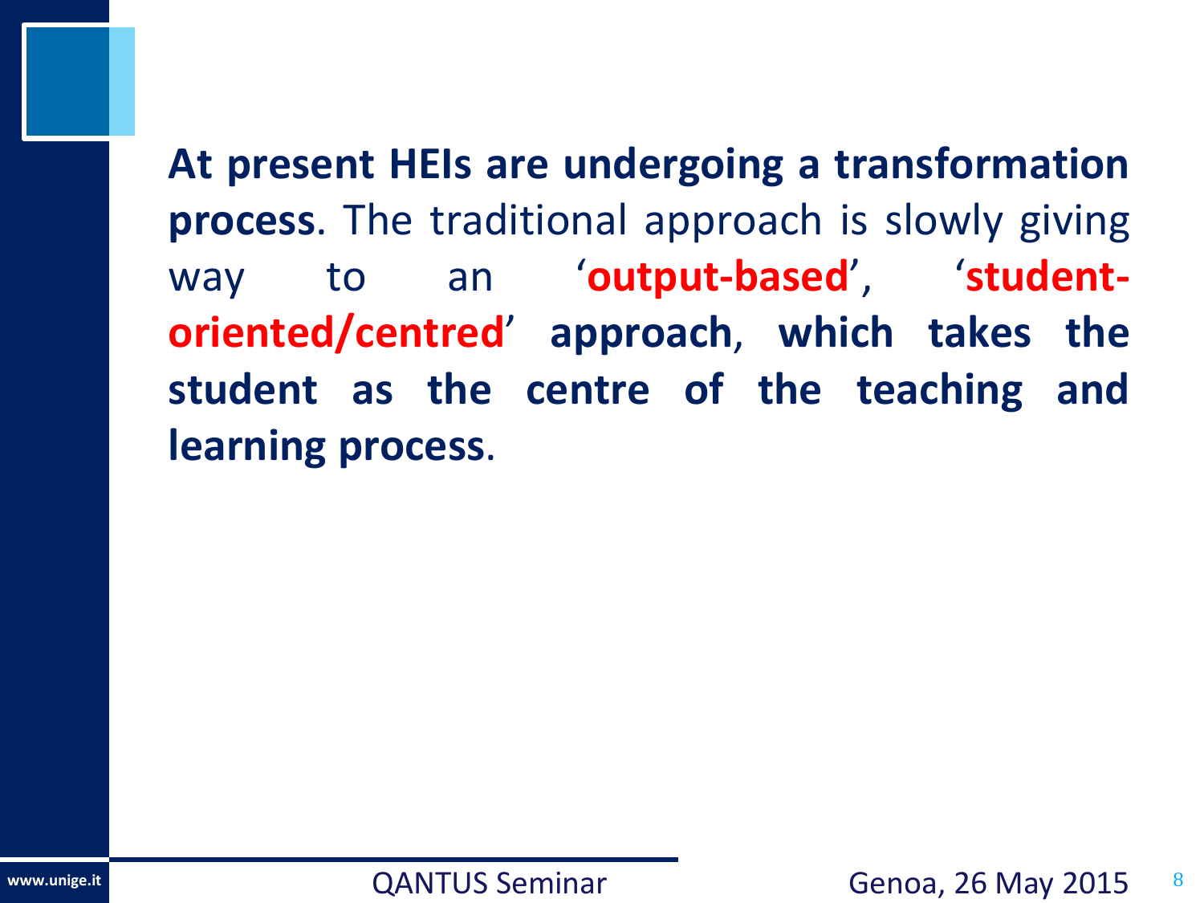**At present HEIs are undergoing a transformation process**. The traditional approach is slowly giving way to an '**output-based**', '**student-oriented/centred**' **approach**, **which takes the student as the centre of the teaching and learning process**.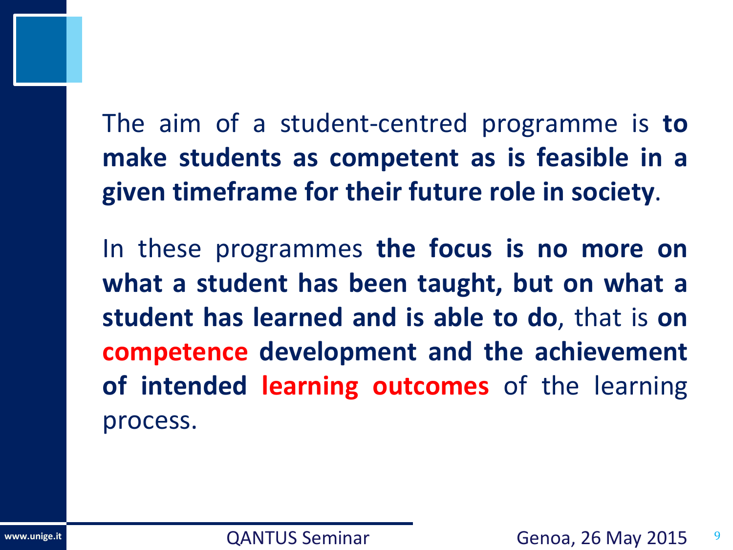The aim of a student-centred programme is **to make students as competent as is feasible in a given timeframe for their future role in society**.

In these programmes **the focus is no more on what a student has been taught, but on what a student has learned and is able to do**, that is **on competence development and the achievement of intended learning outcomes** of the learning process.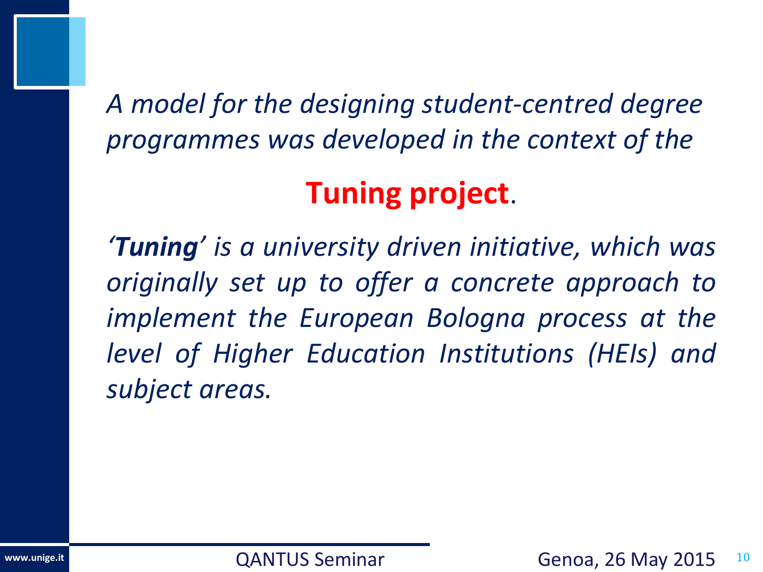*A model for the designing student-centred degree programmes was developed in the context of the*

**Tuning project**.

*‘**Tuning**’ is a university driven initiative, which was originally set up to offer a concrete approach to implement the European Bologna process at the level of Higher Education Institutions (HEIs) and subject areas.*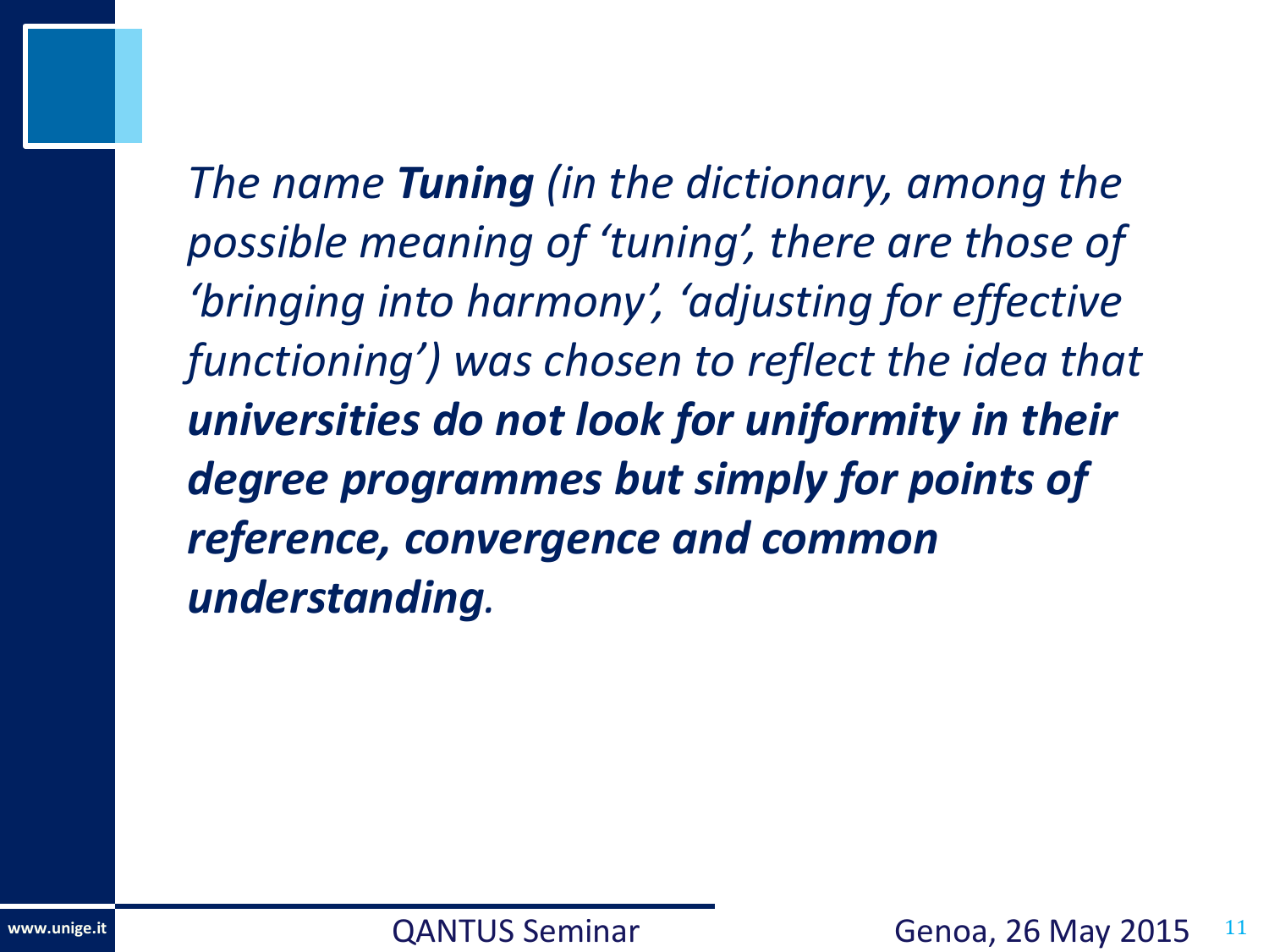*The name **Tuning** (in the dictionary, among the possible meaning of 'tuning', there are those of 'bringing into harmony', 'adjusting for effective functioning') was chosen to reflect the idea that **universities do not look for uniformity in their degree programmes but simply for points of reference, convergence and common understanding**.*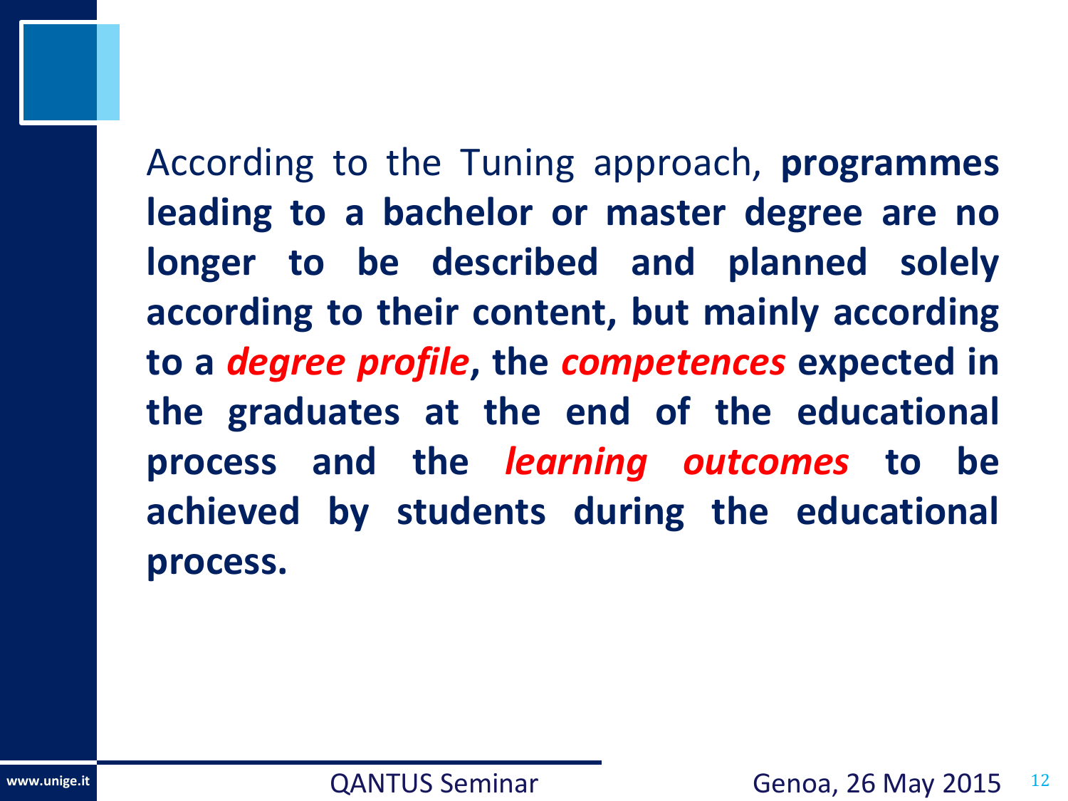According to the Tuning approach, **programmes leading to a bachelor or master degree are no longer to be described and planned solely according to their content, but mainly according to a *degree profile*, the *competences* expected in the graduates at the end of the educational process and the *learning outcomes* to be achieved by students during the educational process.**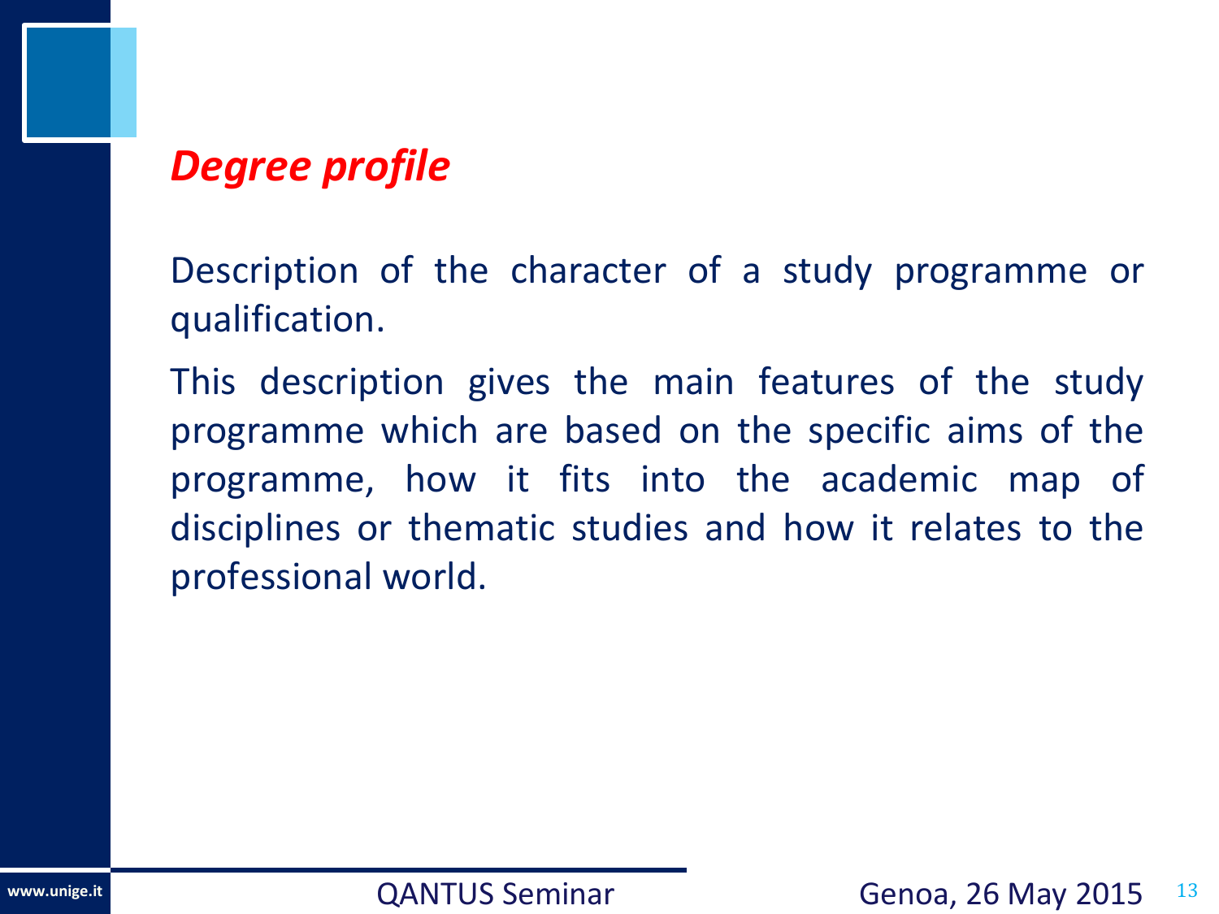## *Degree profile*

Description of the character of a study programme or qualification.

This description gives the main features of the study programme which are based on the specific aims of the programme, how it fits into the academic map of disciplines or thematic studies and how it relates to the professional world.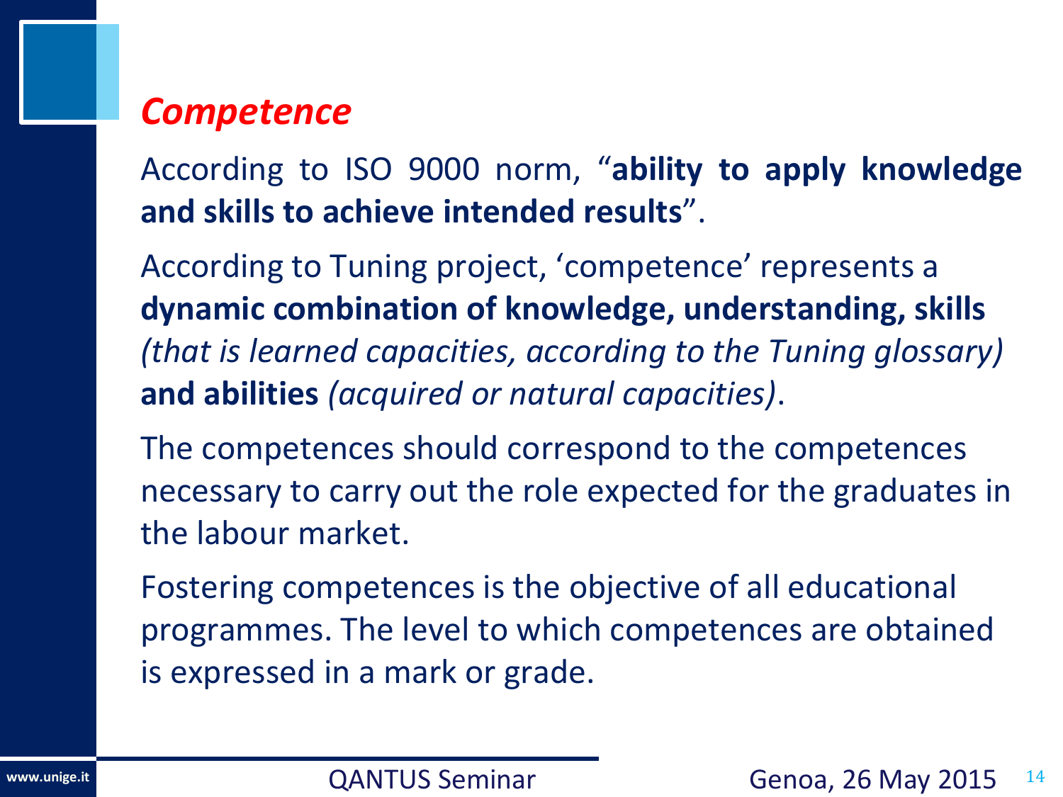## ***Competence***

According to ISO 9000 norm, "**ability to apply knowledge and skills to achieve intended results**".

According to Tuning project, 'competence' represents a **dynamic combination of knowledge, understanding, skills** *(that is learned capacities, according to the Tuning glossary)* **and abilities** *(acquired or natural capacities)*.

The competences should correspond to the competences necessary to carry out the role expected for the graduates in the labour market.

Fostering competences is the objective of all educational programmes. The level to which competences are obtained is expressed in a mark or grade.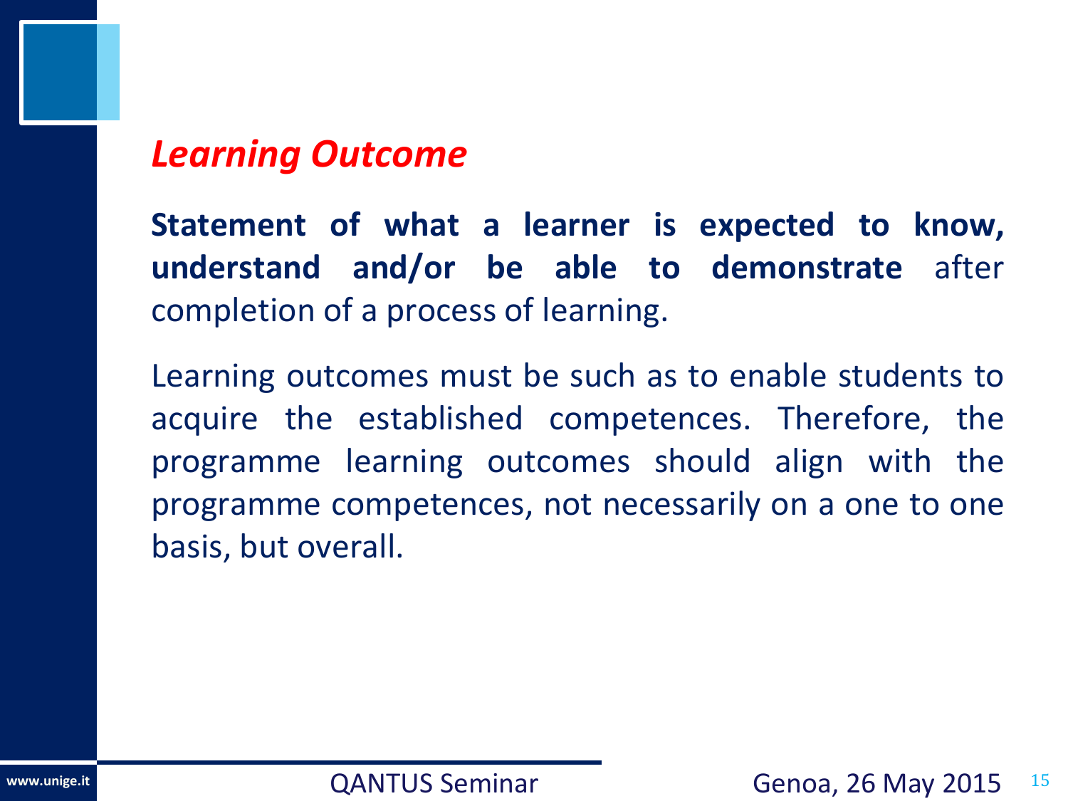## *Learning Outcome*

**Statement of what a learner is expected to know, understand and/or be able to demonstrate** after completion of a process of learning.

Learning outcomes must be such as to enable students to acquire the established competences. Therefore, the programme learning outcomes should align with the programme competences, not necessarily on a one to one basis, but overall.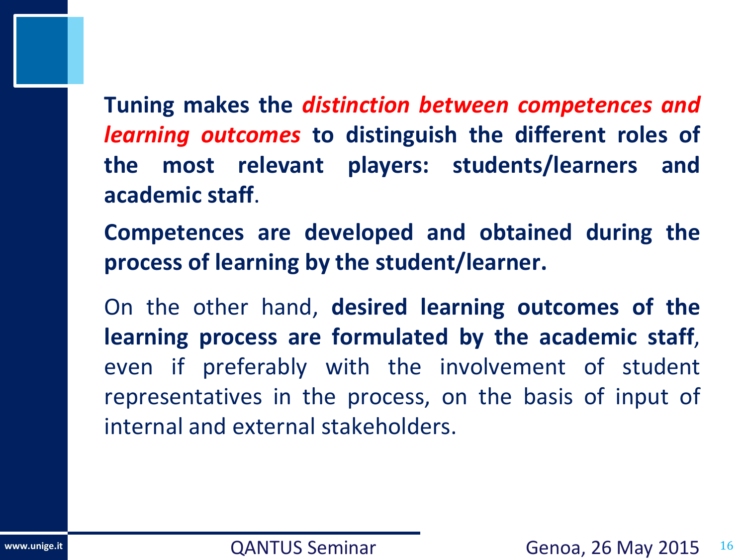**Tuning makes the *distinction between competences and learning outcomes* to distinguish the different roles of the most relevant players: students/learners and academic staff**.

**Competences are developed and obtained during the process of learning by the student/learner.**

On the other hand, **desired learning outcomes of the learning process are formulated by the academic staff**, even if preferably with the involvement of student representatives in the process, on the basis of input of internal and external stakeholders.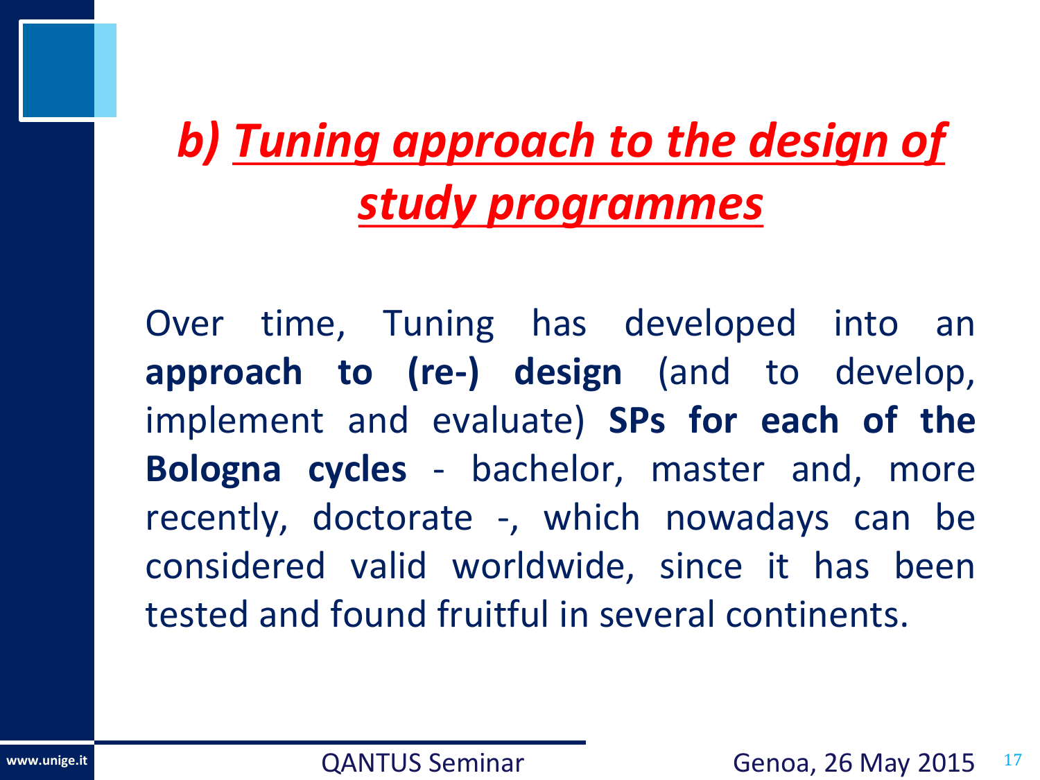## *b) Tuning approach to the design of study programmes*

Over time, Tuning has developed into an **approach to (re-) design** (and to develop, implement and evaluate) **SPs for each of the Bologna cycles** - bachelor, master and, more recently, doctorate -, which nowadays can be considered valid worldwide, since it has been tested and found fruitful in several continents.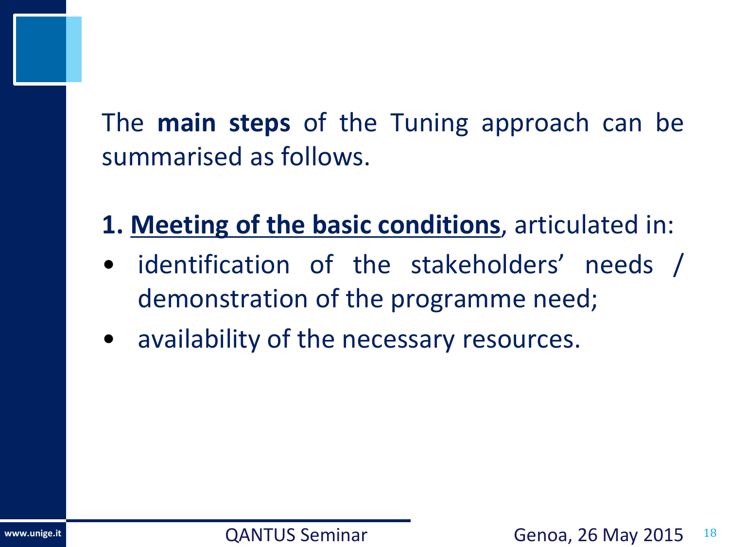The **main steps** of the Tuning approach can be summarised as follows.

**1. <u>Meeting of the basic conditions</u>**, articulated in:

- identification of the stakeholders' needs / demonstration of the programme need;
- availability of the necessary resources.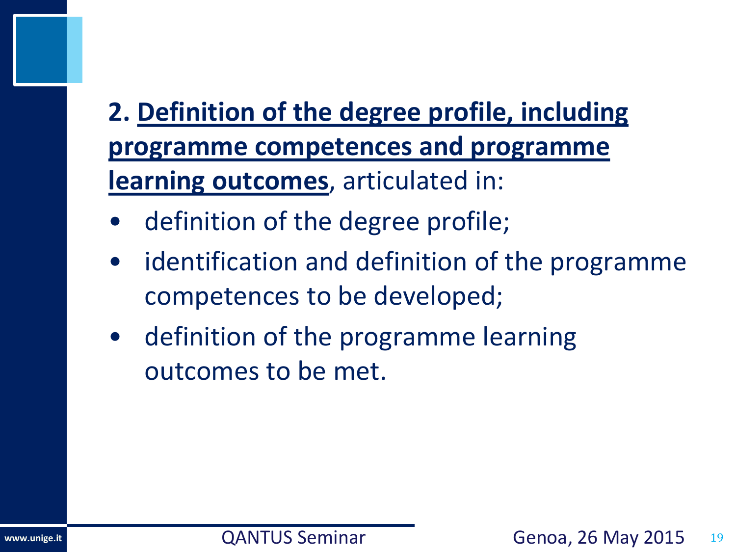**2. <u>Definition of the degree profile, including programme competences and programme learning outcomes</u>**, articulated in:

- definition of the degree profile;
- identification and definition of the programme competences to be developed;
- definition of the programme learning outcomes to be met.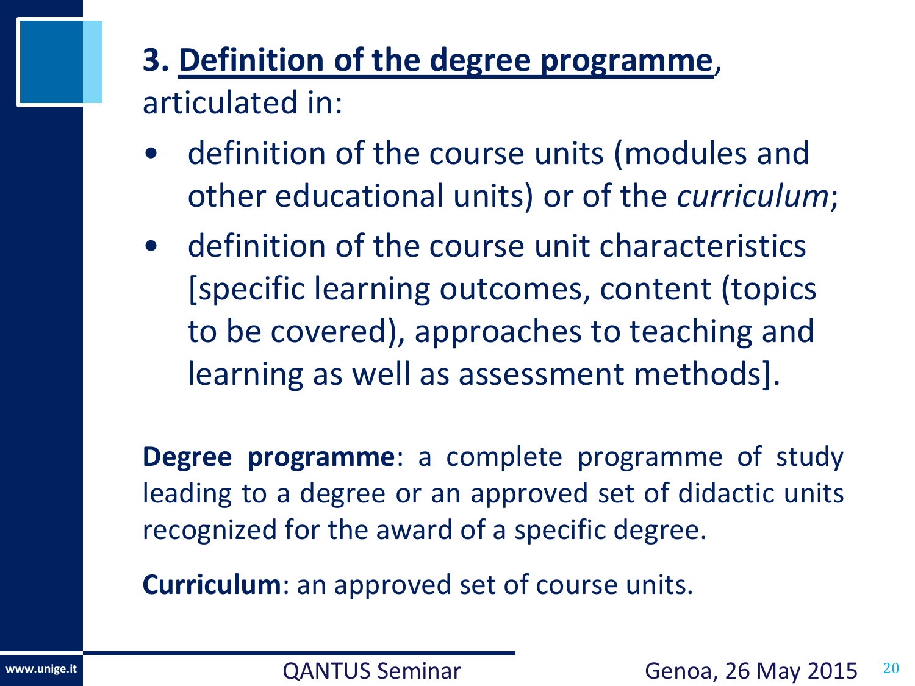## 3. Definition of the degree programme, articulated in:

- definition of the course units (modules and other educational units) or of the *curriculum*;
- definition of the course unit characteristics [specific learning outcomes, content (topics to be covered), approaches to teaching and learning as well as assessment methods].

**Degree programme**: a complete programme of study leading to a degree or an approved set of didactic units recognized for the award of a specific degree.

**Curriculum**: an approved set of course units.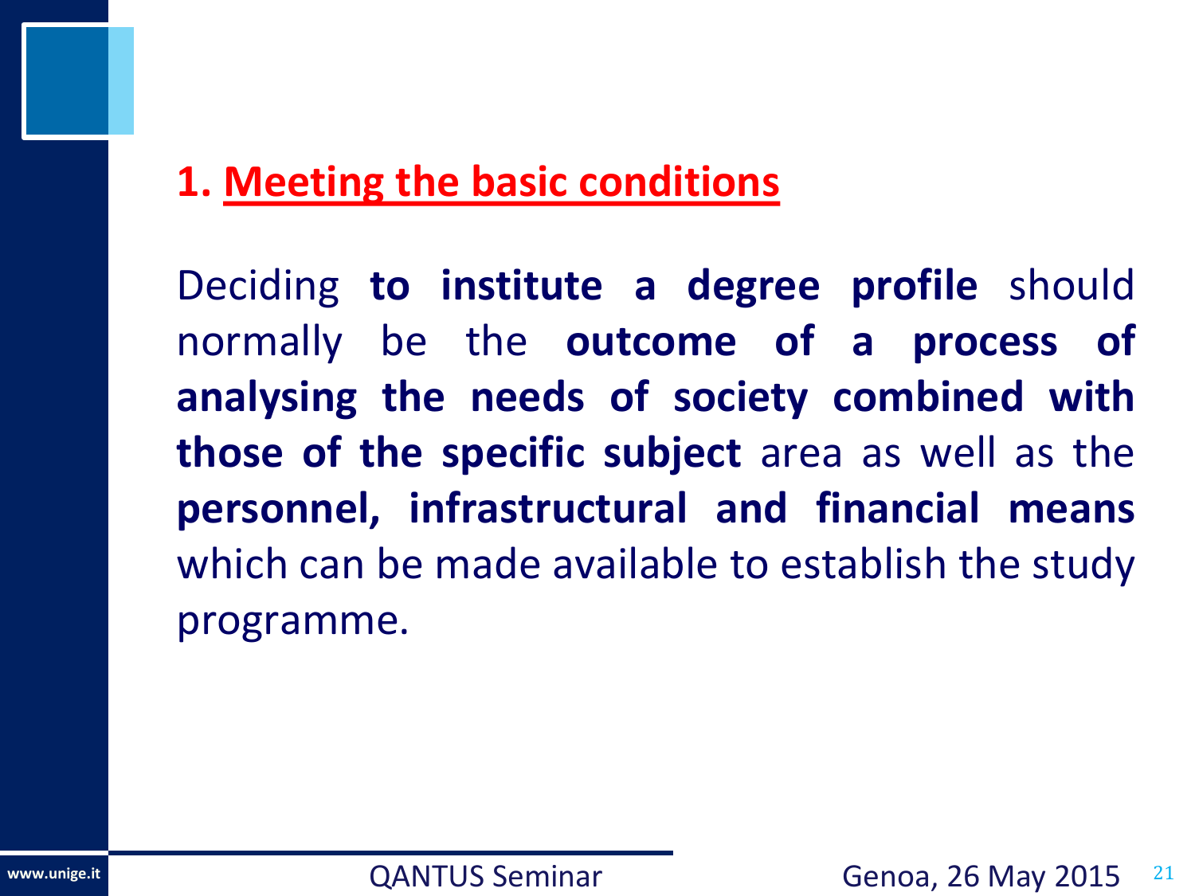## 1. Meeting the basic conditions

Deciding **to institute a degree profile** should normally be the **outcome of a process of analysing the needs of society combined with those of the specific subject** area as well as the **personnel, infrastructural and financial means** which can be made available to establish the study programme.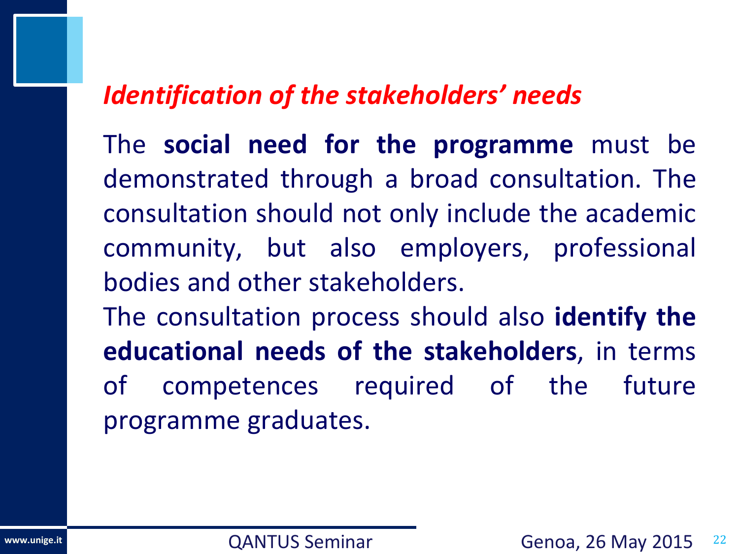## *Identification of the stakeholders' needs*

The **social need for the programme** must be demonstrated through a broad consultation. The consultation should not only include the academic community, but also employers, professional bodies and other stakeholders.

The consultation process should also **identify the educational needs of the stakeholders**, in terms of competences required of the future programme graduates.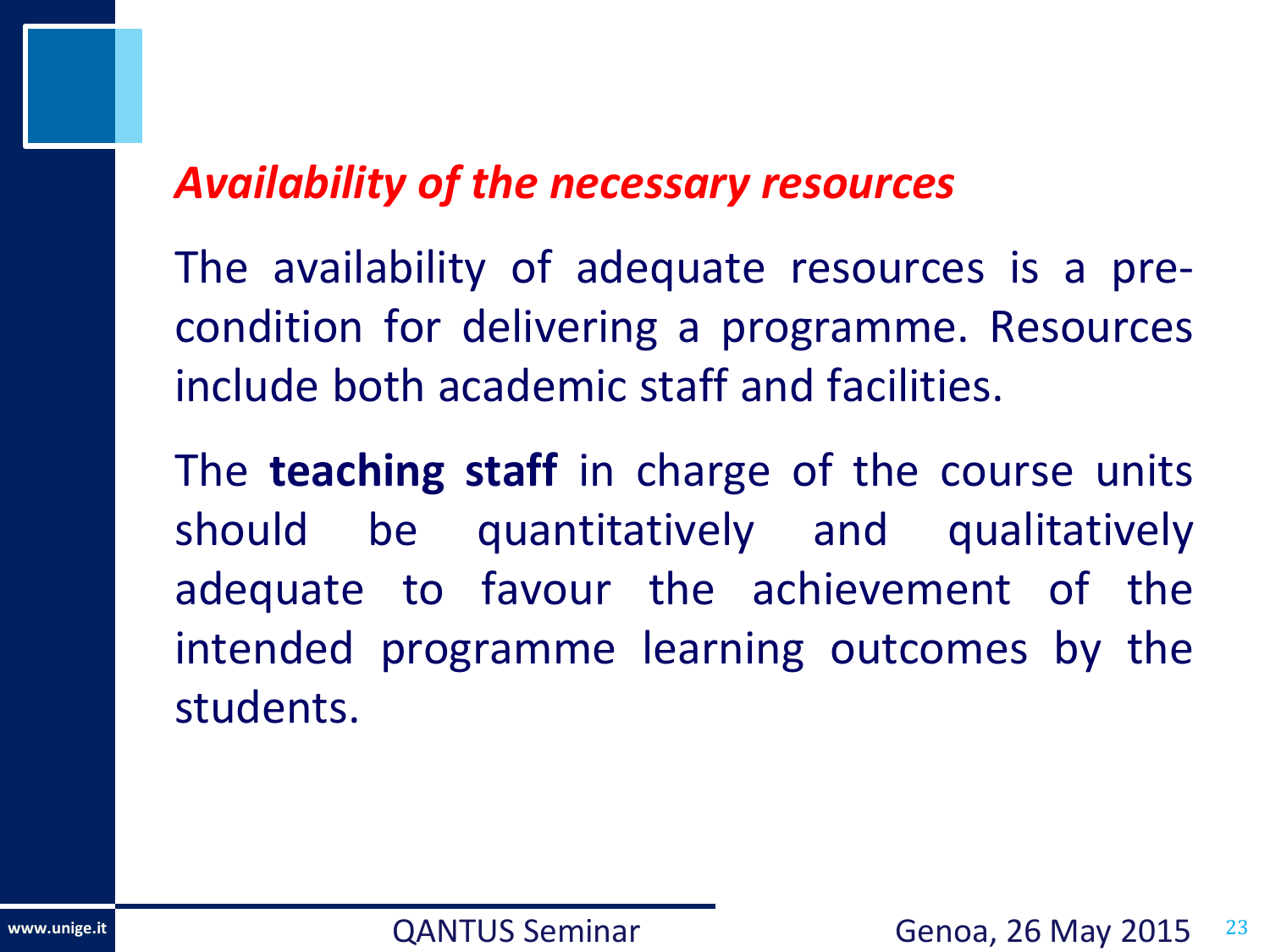## *Availability of the necessary resources*

The availability of adequate resources is a pre-condition for delivering a programme. Resources include both academic staff and facilities.

The **teaching staff** in charge of the course units should be quantitatively and qualitatively adequate to favour the achievement of the intended programme learning outcomes by the students.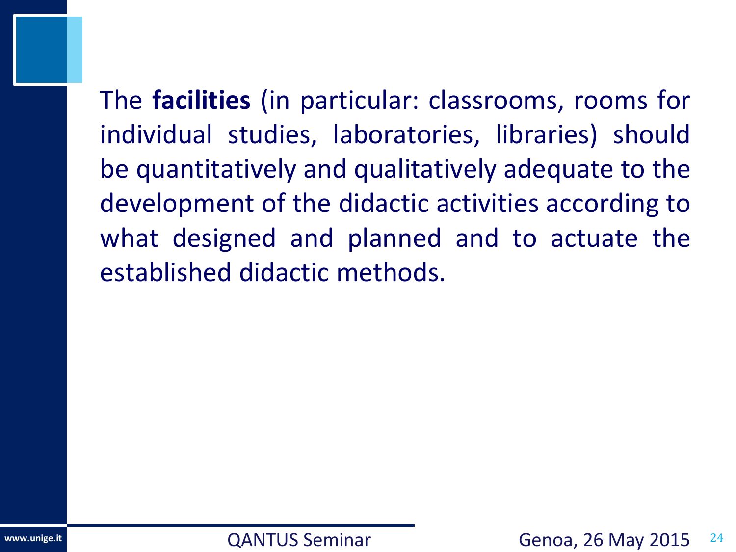The **facilities** (in particular: classrooms, rooms for individual studies, laboratories, libraries) should be quantitatively and qualitatively adequate to the development of the didactic activities according to what designed and planned and to actuate the established didactic methods.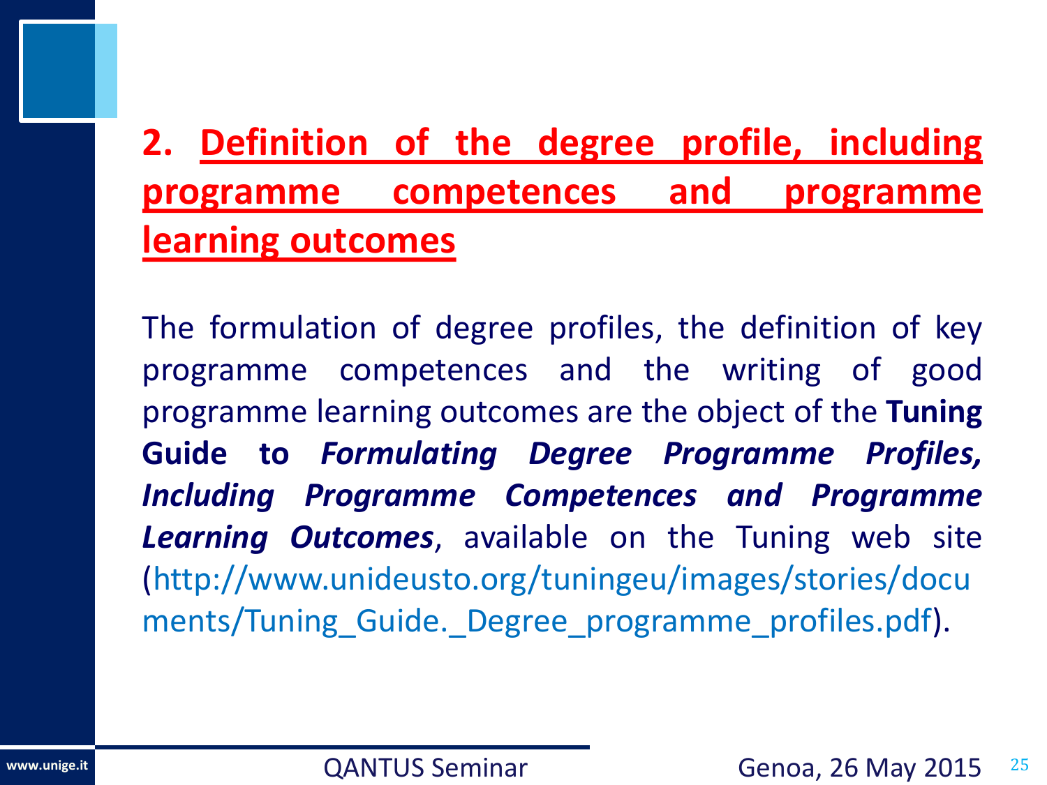## 2. Definition of the degree profile, including programme competences and programme learning outcomes

The formulation of degree profiles, the definition of key programme competences and the writing of good programme learning outcomes are the object of the **Tuning Guide to *Formulating Degree Programme Profiles, Including Programme Competences and Programme Learning Outcomes***, available on the Tuning web site (http://www.unideusto.org/tuningeu/images/stories/documents/Tuning_Guide._Degree_programme_profiles.pdf).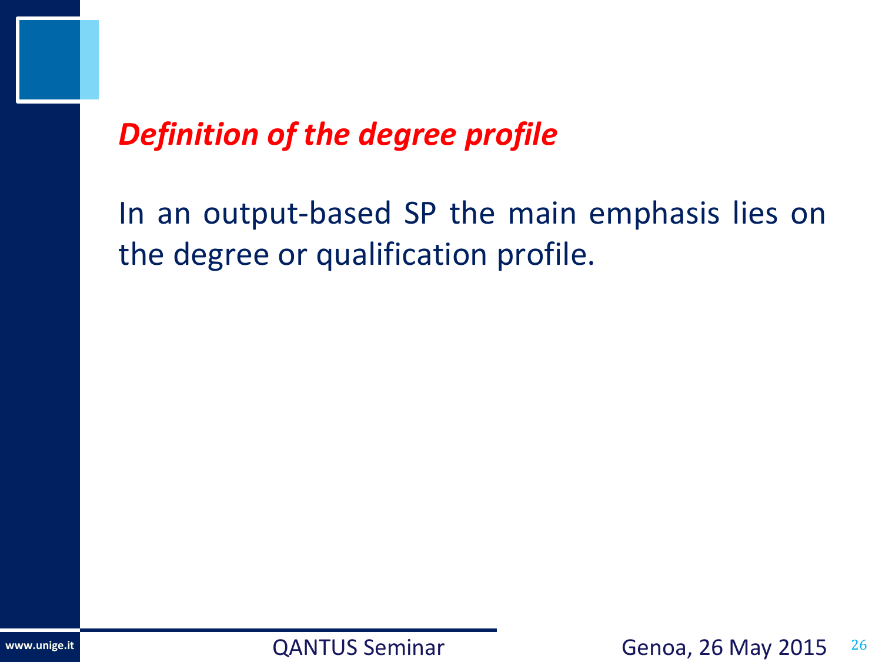## *Definition of the degree profile*

In an output-based SP the main emphasis lies on the degree or qualification profile.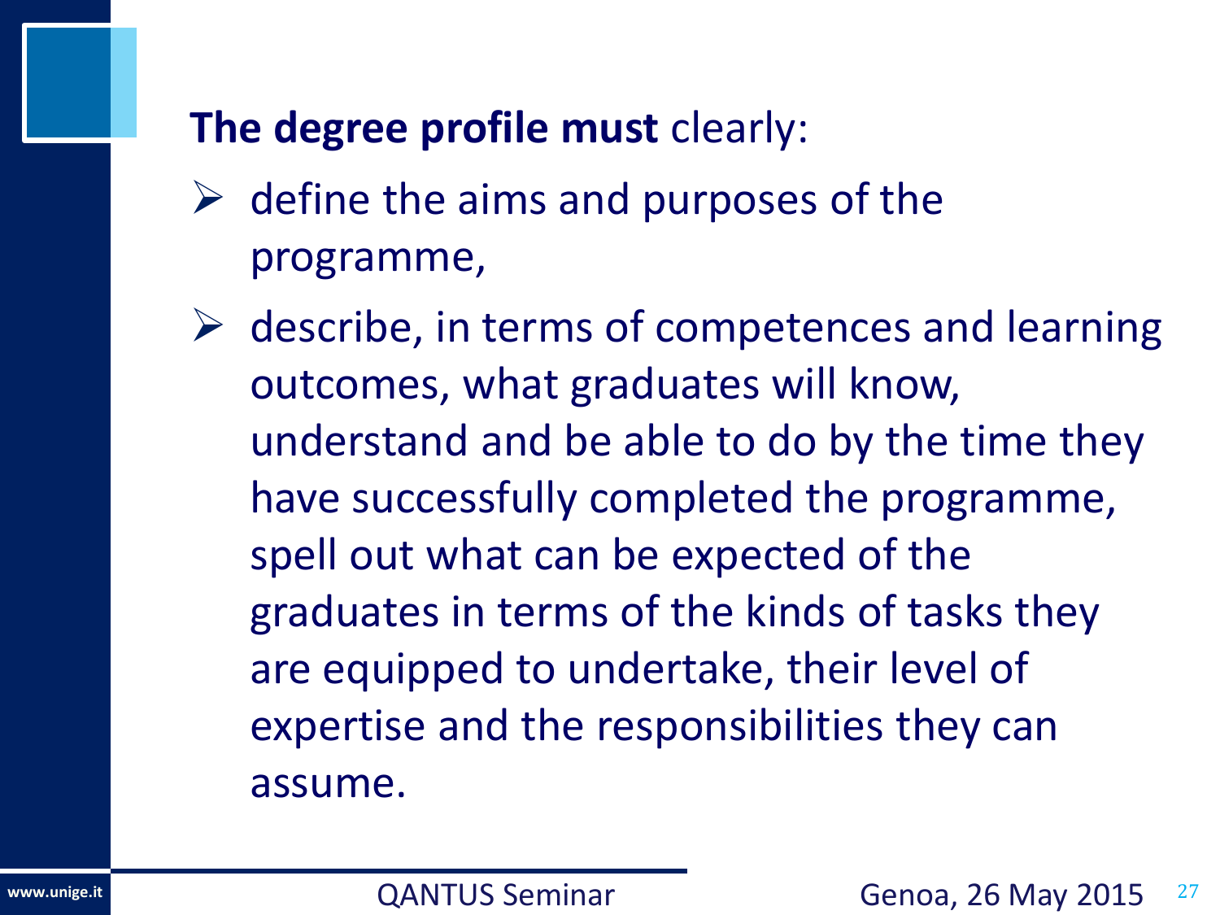**The degree profile must** clearly:

- define the aims and purposes of the programme,
- describe, in terms of competences and learning outcomes, what graduates will know, understand and be able to do by the time they have successfully completed the programme, spell out what can be expected of the graduates in terms of the kinds of tasks they are equipped to undertake, their level of expertise and the responsibilities they can assume.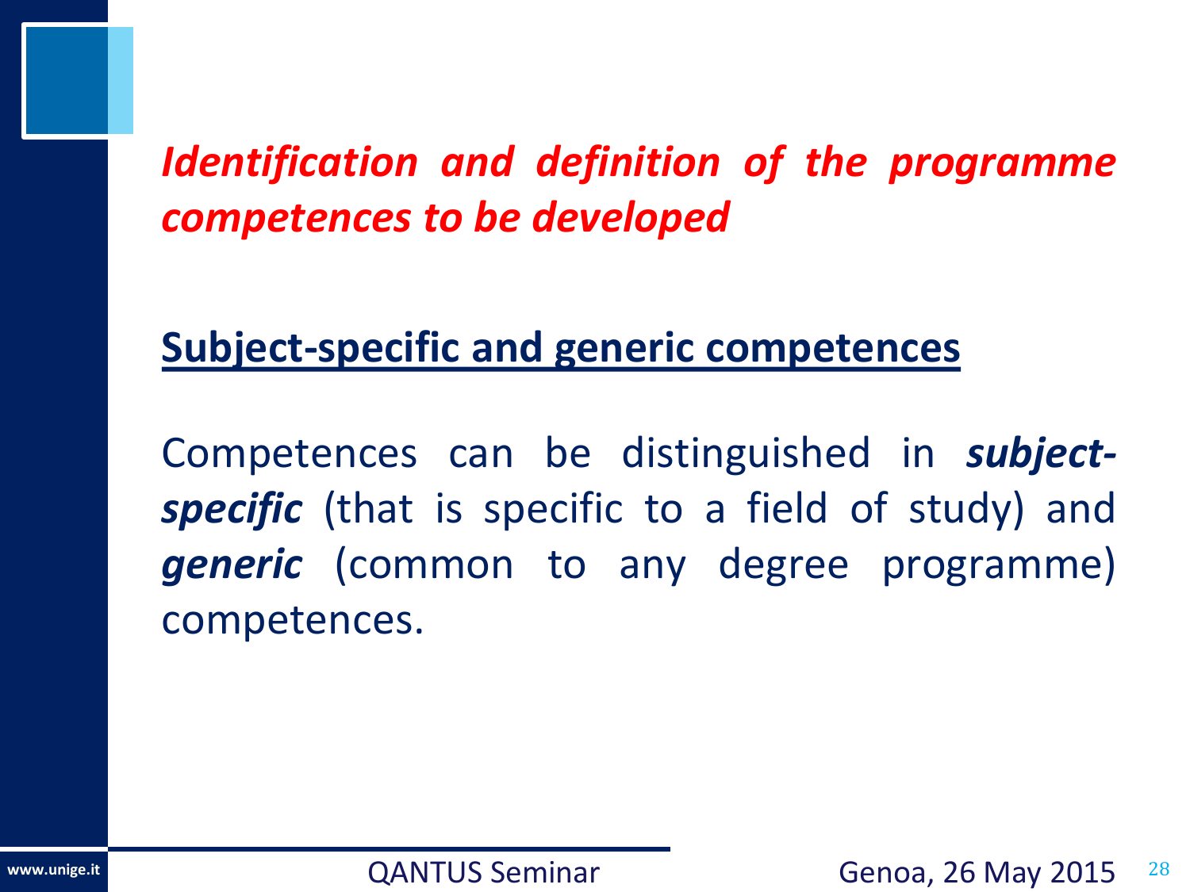## *Identification and definition of the programme competences to be developed*

### Subject-specific and generic competences

Competences can be distinguished in ***subject-specific*** (that is specific to a field of study) and ***generic*** (common to any degree programme) competences.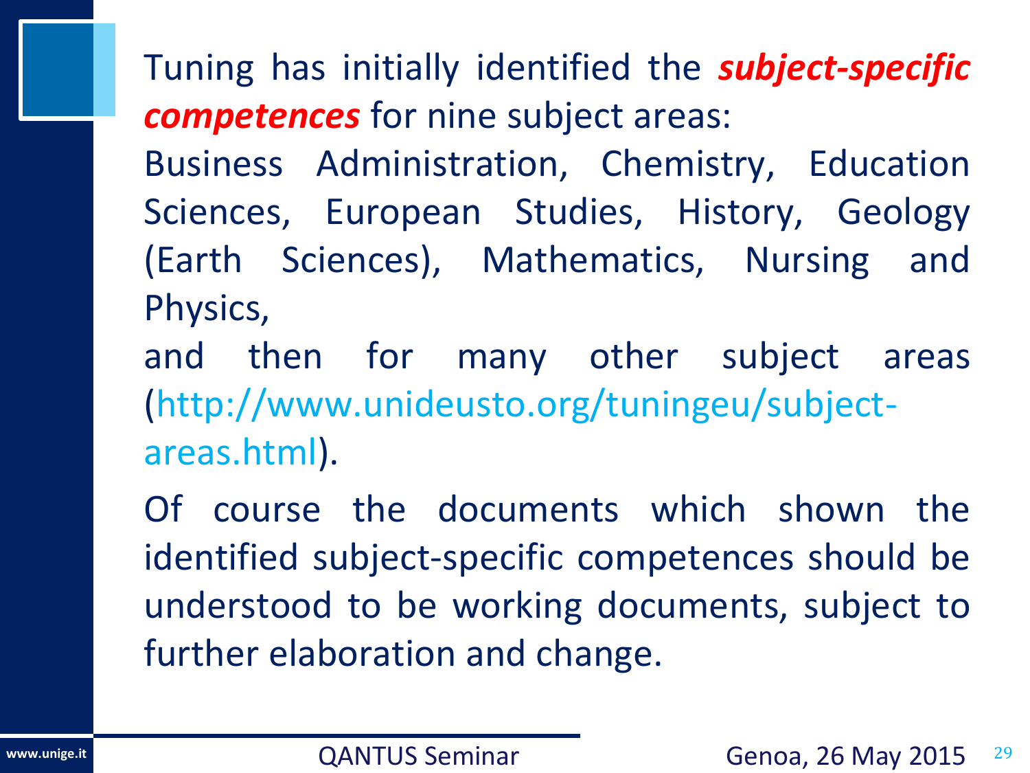Tuning has initially identified the ***subject-specific competences*** for nine subject areas:

Business Administration, Chemistry, Education Sciences, European Studies, History, Geology (Earth Sciences), Mathematics, Nursing and Physics,

and then for many other subject areas (http://www.unideusto.org/tuningeu/subject-areas.html).

Of course the documents which shown the identified subject-specific competences should be understood to be working documents, subject to further elaboration and change.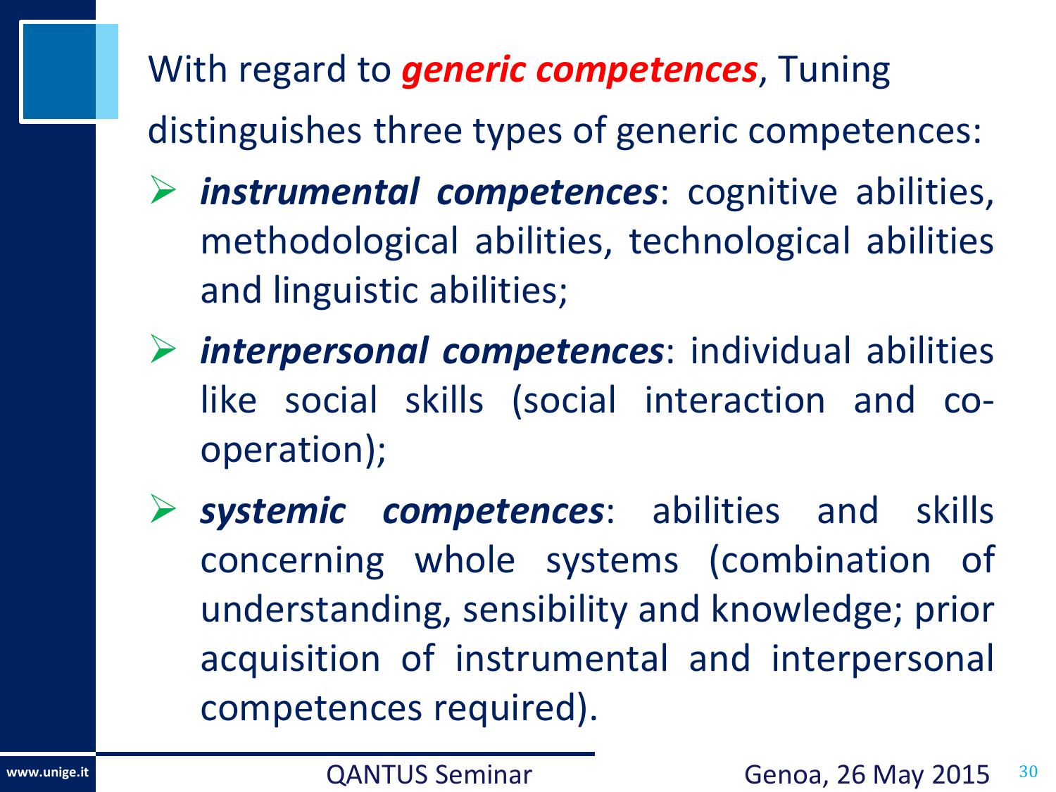With regard to ***generic competences***, Tuning distinguishes three types of generic competences:

- ***instrumental competences***: cognitive abilities, methodological abilities, technological abilities and linguistic abilities;
- ***interpersonal competences***: individual abilities like social skills (social interaction and co-operation);
- ***systemic competences***: abilities and skills concerning whole systems (combination of understanding, sensibility and knowledge; prior acquisition of instrumental and interpersonal competences required).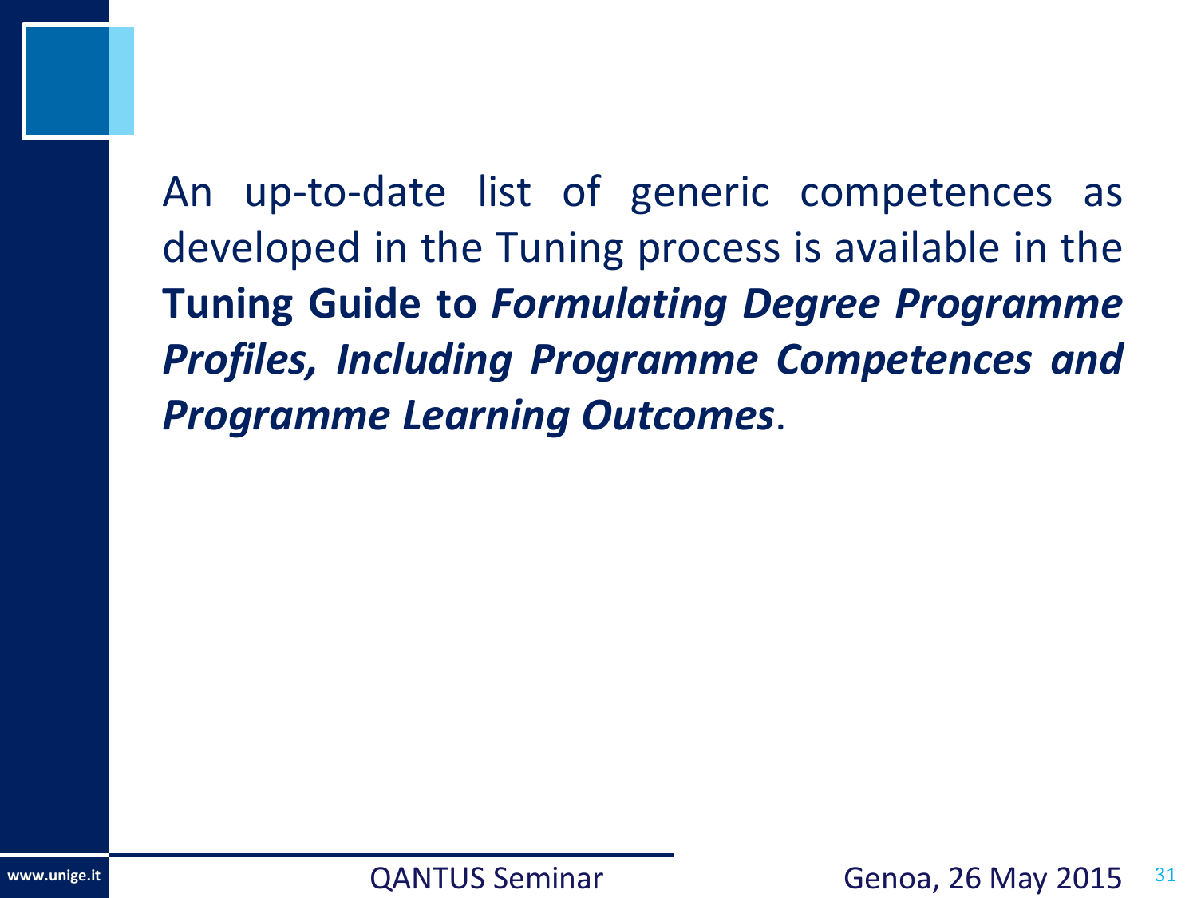An up-to-date list of generic competences as developed in the Tuning process is available in the **Tuning Guide to *Formulating Degree Programme Profiles, Including Programme Competences and Programme Learning Outcomes***.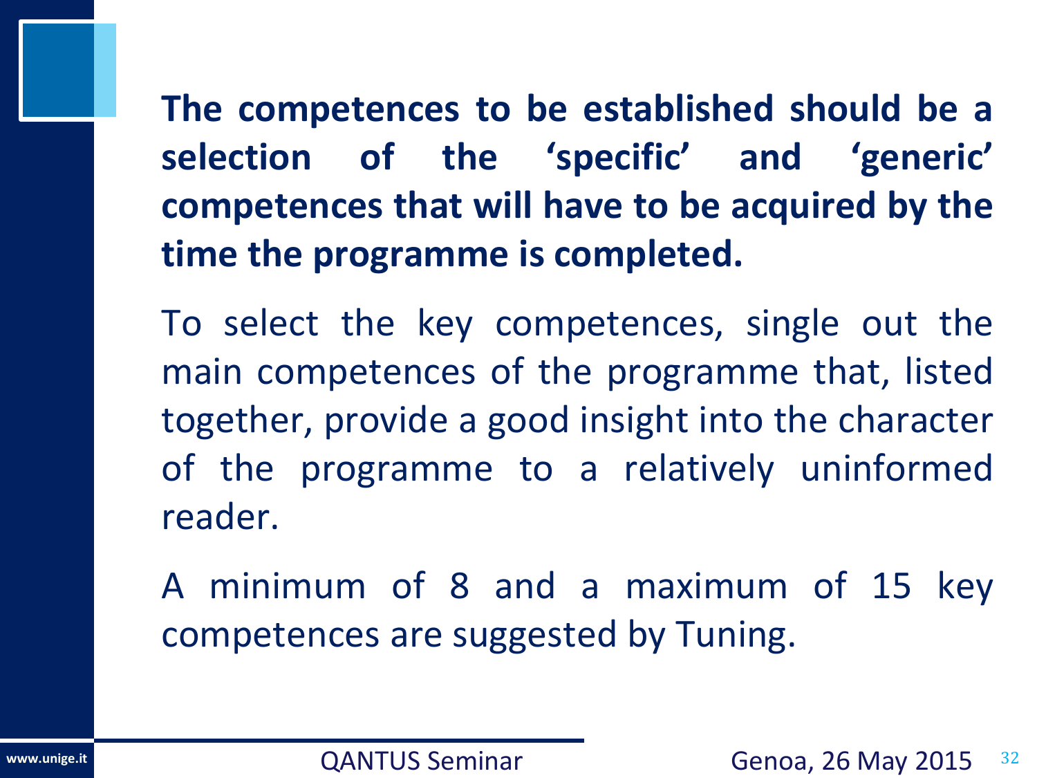**The competences to be established should be a selection of the ‘specific’ and ‘generic’ competences that will have to be acquired by the time the programme is completed.**

To select the key competences, single out the main competences of the programme that, listed together, provide a good insight into the character of the programme to a relatively uninformed reader.

A minimum of 8 and a maximum of 15 key competences are suggested by Tuning.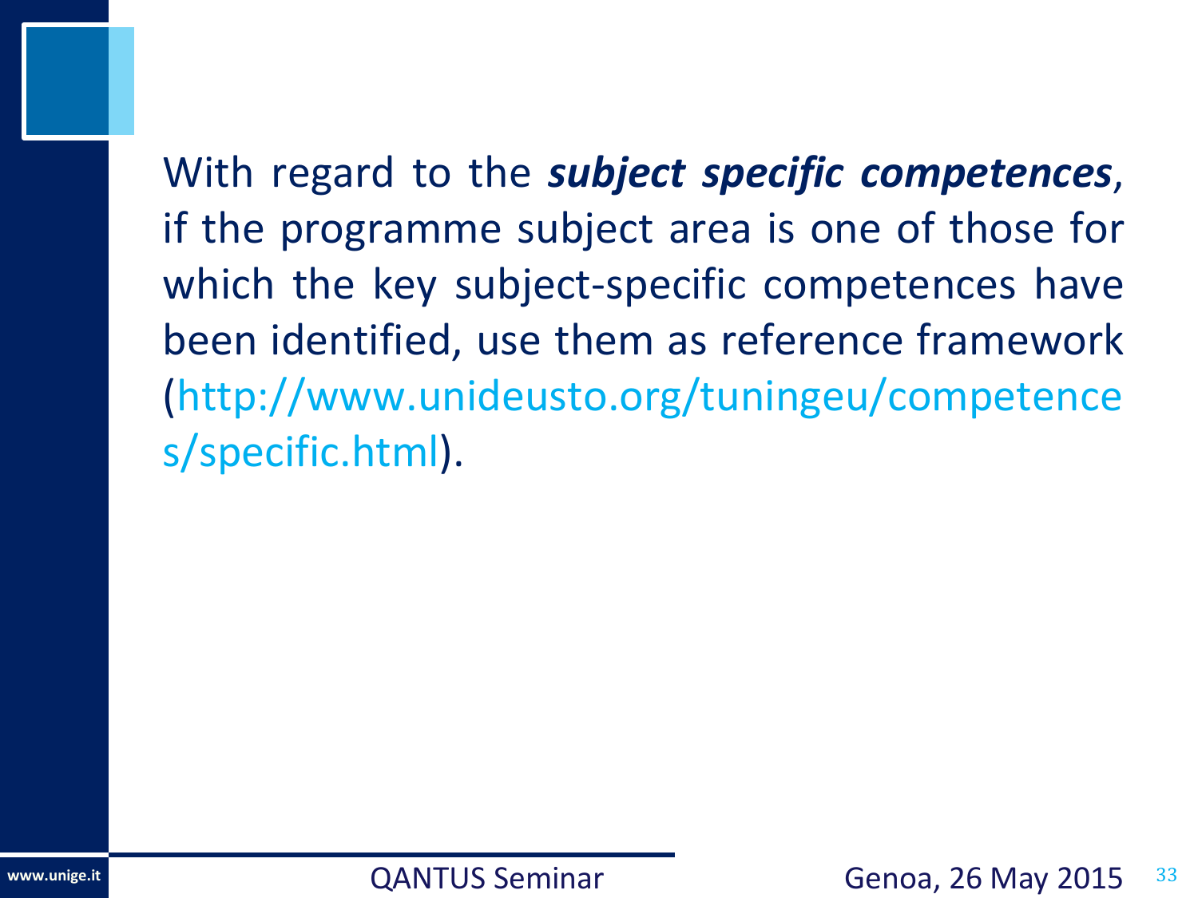With regard to the ***subject specific competences***, if the programme subject area is one of those for which the key subject-specific competences have been identified, use them as reference framework (http://www.unideusto.org/tuningeu/competences/specific.html).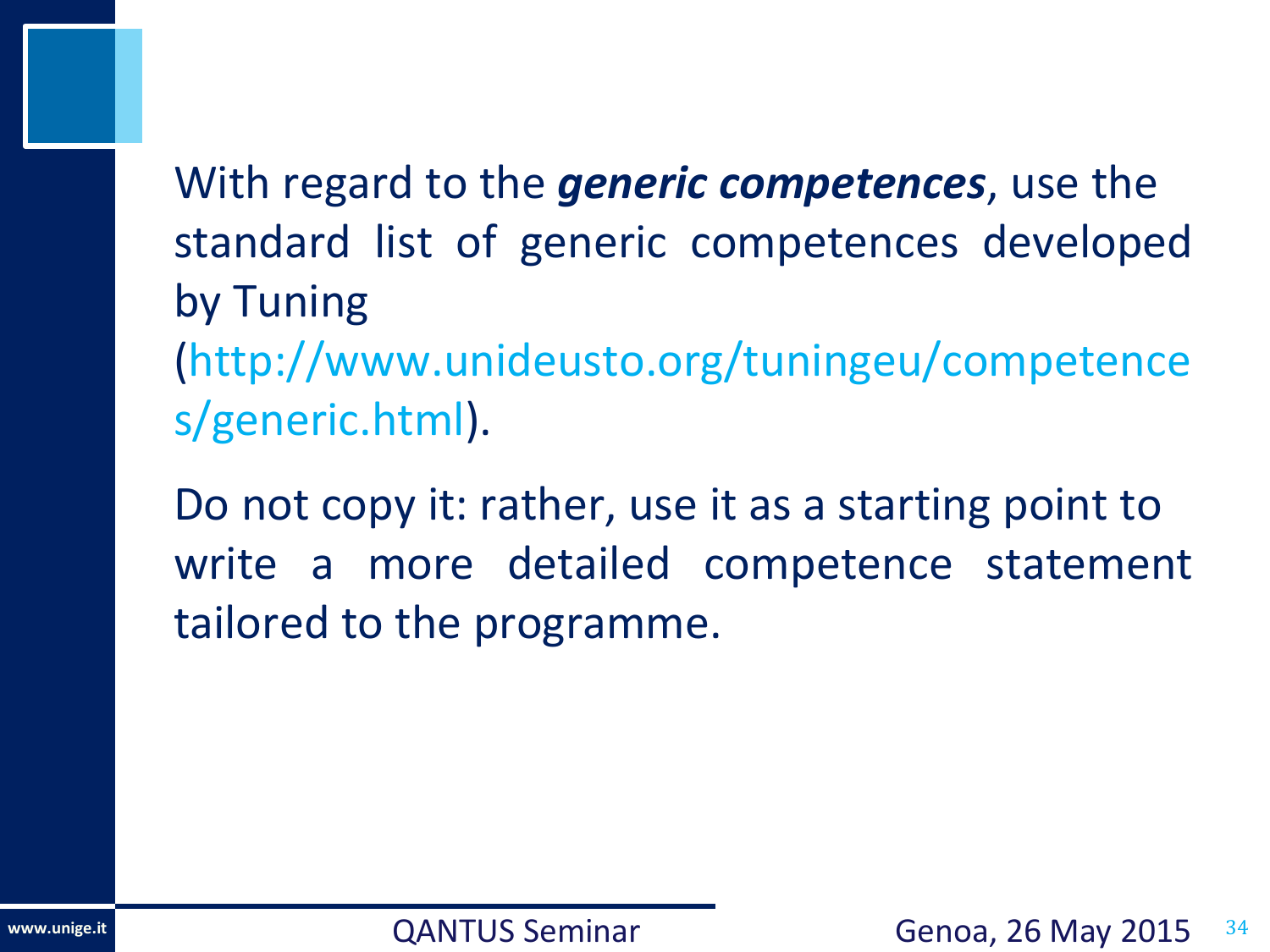With regard to the ***generic competences***, use the standard list of generic competences developed by Tuning (http://www.unideusto.org/tuningeu/competences/generic.html).

Do not copy it: rather, use it as a starting point to write a more detailed competence statement tailored to the programme.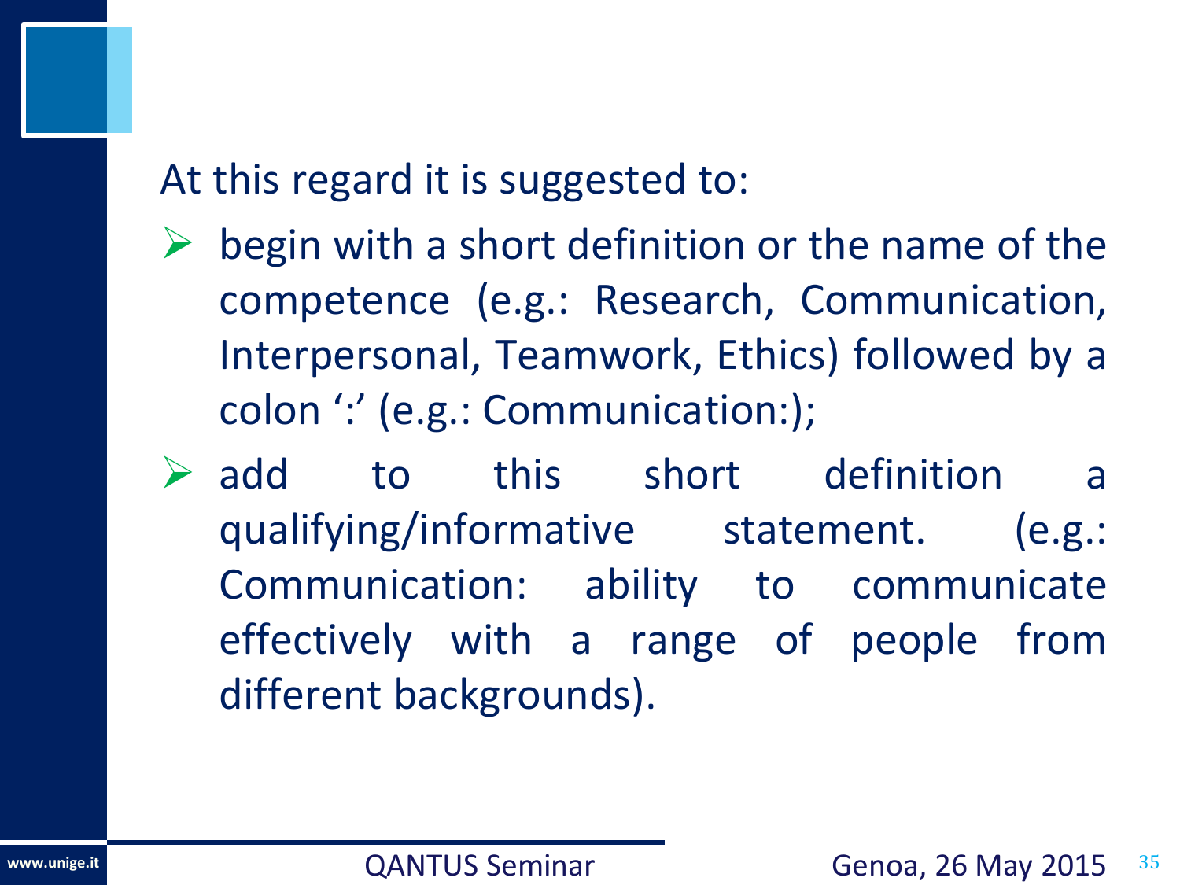At this regard it is suggested to:

- begin with a short definition or the name of the competence (e.g.: Research, Communication, Interpersonal, Teamwork, Ethics) followed by a colon ':' (e.g.: Communication:);
- add to this short definition a qualifying/informative statement. (e.g.: Communication: ability to communicate effectively with a range of people from different backgrounds).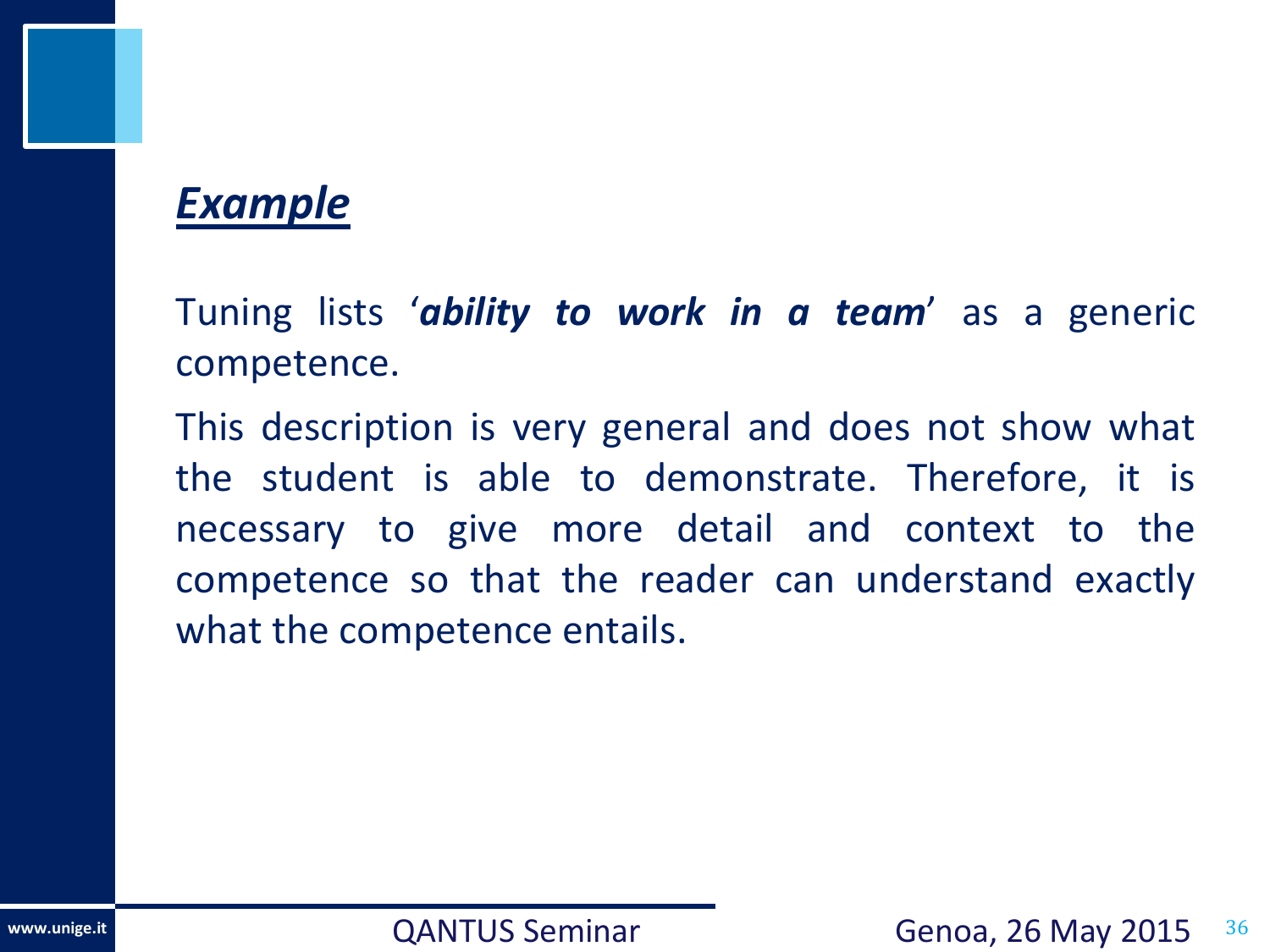## ***Example***

Tuning lists '***ability to work in a team***' as a generic competence.

This description is very general and does not show what the student is able to demonstrate. Therefore, it is necessary to give more detail and context to the competence so that the reader can understand exactly what the competence entails.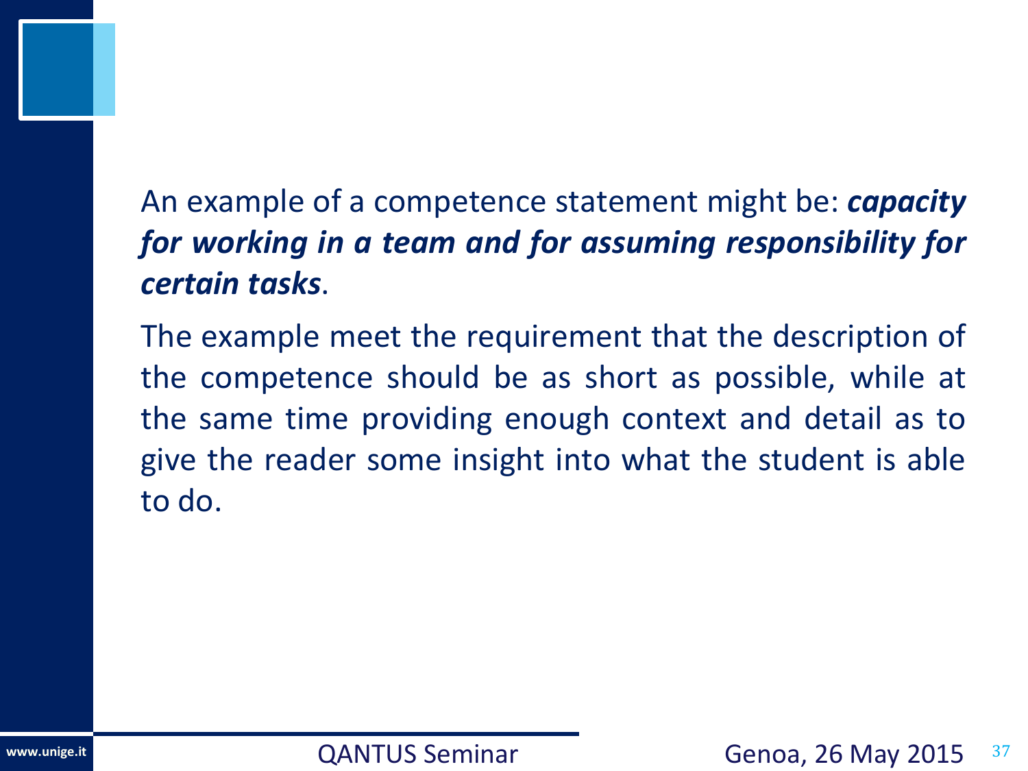An example of a competence statement might be: ***capacity for working in a team and for assuming responsibility for certain tasks***.

The example meet the requirement that the description of the competence should be as short as possible, while at the same time providing enough context and detail as to give the reader some insight into what the student is able to do.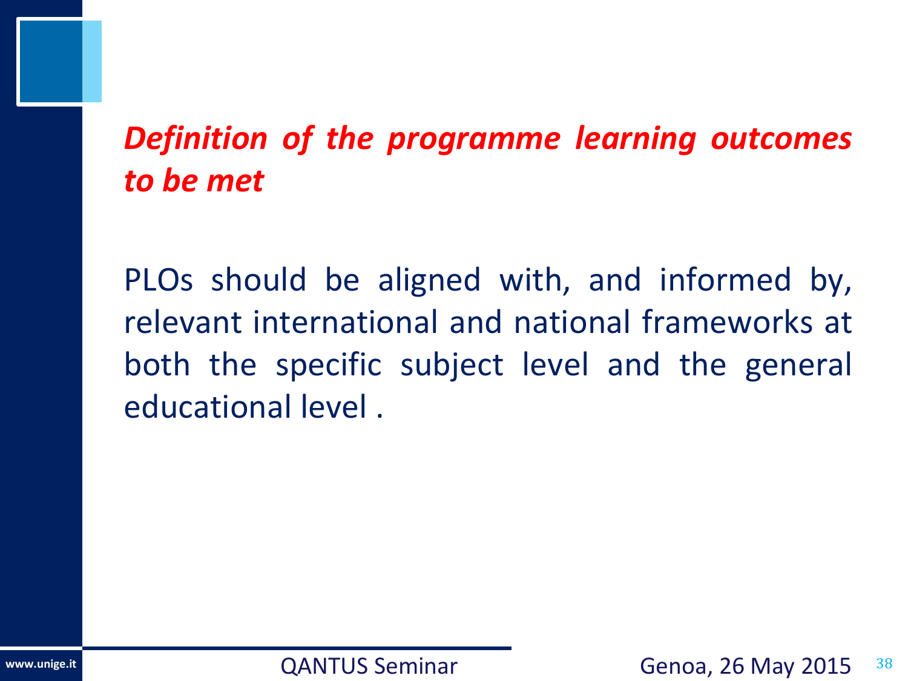## *Definition of the programme learning outcomes to be met*

PLOs should be aligned with, and informed by, relevant international and national frameworks at both the specific subject level and the general educational level .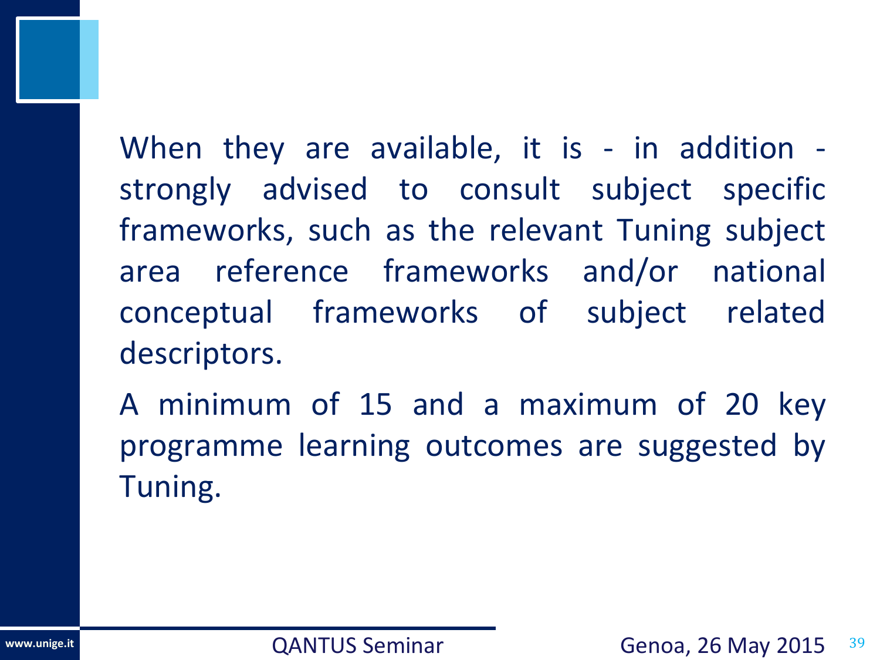When they are available, it is - in addition - strongly advised to consult subject specific frameworks, such as the relevant Tuning subject area reference frameworks and/or national conceptual frameworks of subject related descriptors.

A minimum of 15 and a maximum of 20 key programme learning outcomes are suggested by Tuning.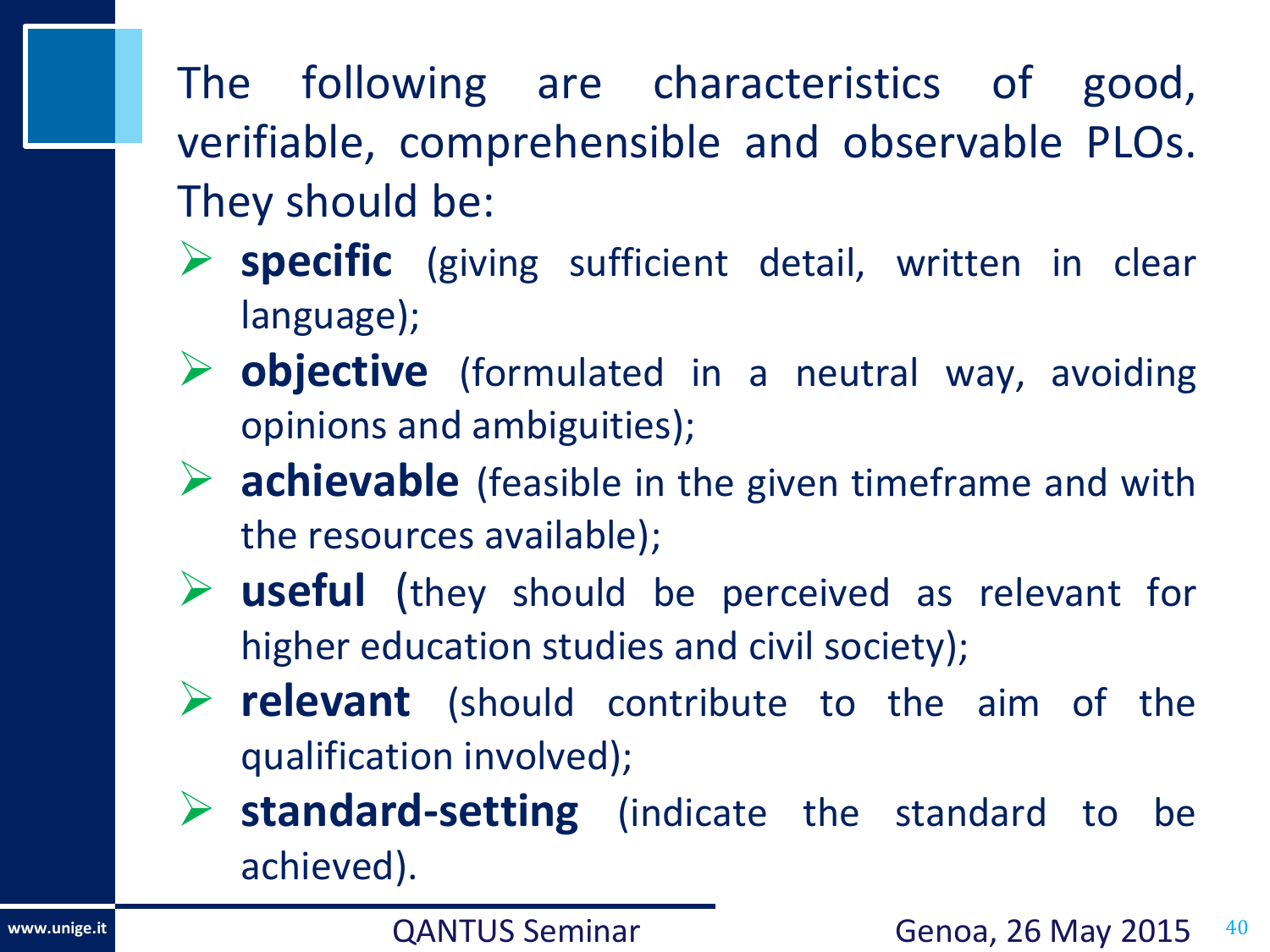The following are characteristics of good, verifiable, comprehensible and observable PLOs. They should be:

- **specific** (giving sufficient detail, written in clear language);
- **objective** (formulated in a neutral way, avoiding opinions and ambiguities);
- **achievable** (feasible in the given timeframe and with the resources available);
- **useful** (they should be perceived as relevant for higher education studies and civil society);
- **relevant** (should contribute to the aim of the qualification involved);
- **standard-setting** (indicate the standard to be achieved).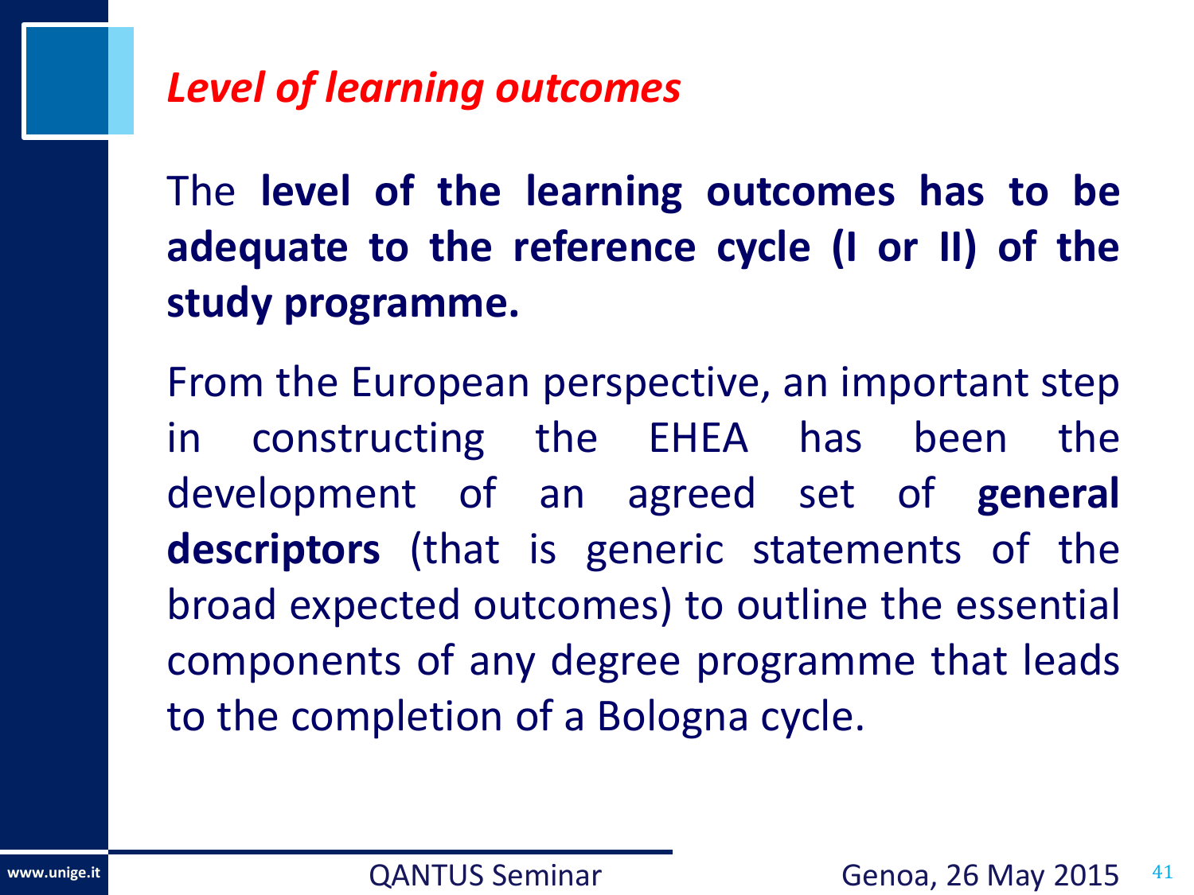## *Level of learning outcomes*

The **level of the learning outcomes has to be adequate to the reference cycle (I or II) of the study programme.**

From the European perspective, an important step in constructing the EHEA has been the development of an agreed set of **general descriptors** (that is generic statements of the broad expected outcomes) to outline the essential components of any degree programme that leads to the completion of a Bologna cycle.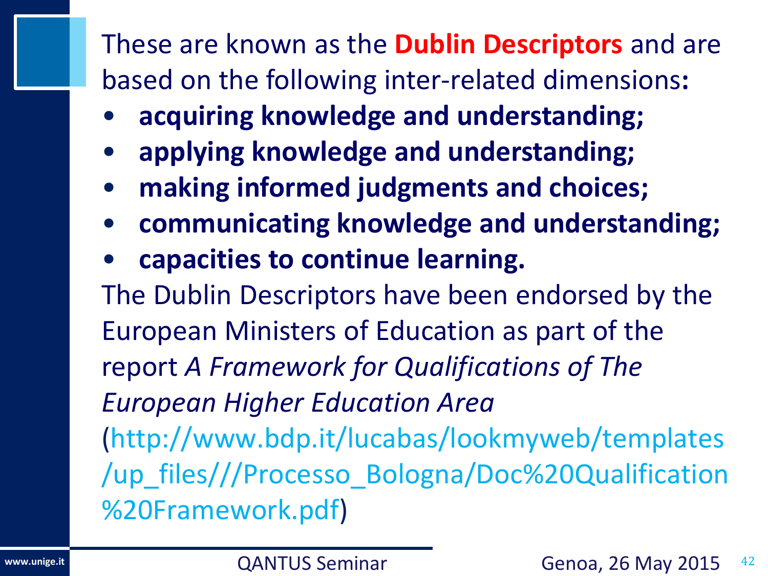These are known as the **Dublin Descriptors** and are based on the following inter-related dimensions**:**

- **acquiring knowledge and understanding;**
- **applying knowledge and understanding;**
- **making informed judgments and choices;**
- **communicating knowledge and understanding;**
- **capacities to continue learning.**

The Dublin Descriptors have been endorsed by the European Ministers of Education as part of the report *A Framework for Qualifications of The European Higher Education Area* (http://www.bdp.it/lucabas/lookmyweb/templates/up_files///Processo_Bologna/Doc%20Qualification%20Framework.pdf)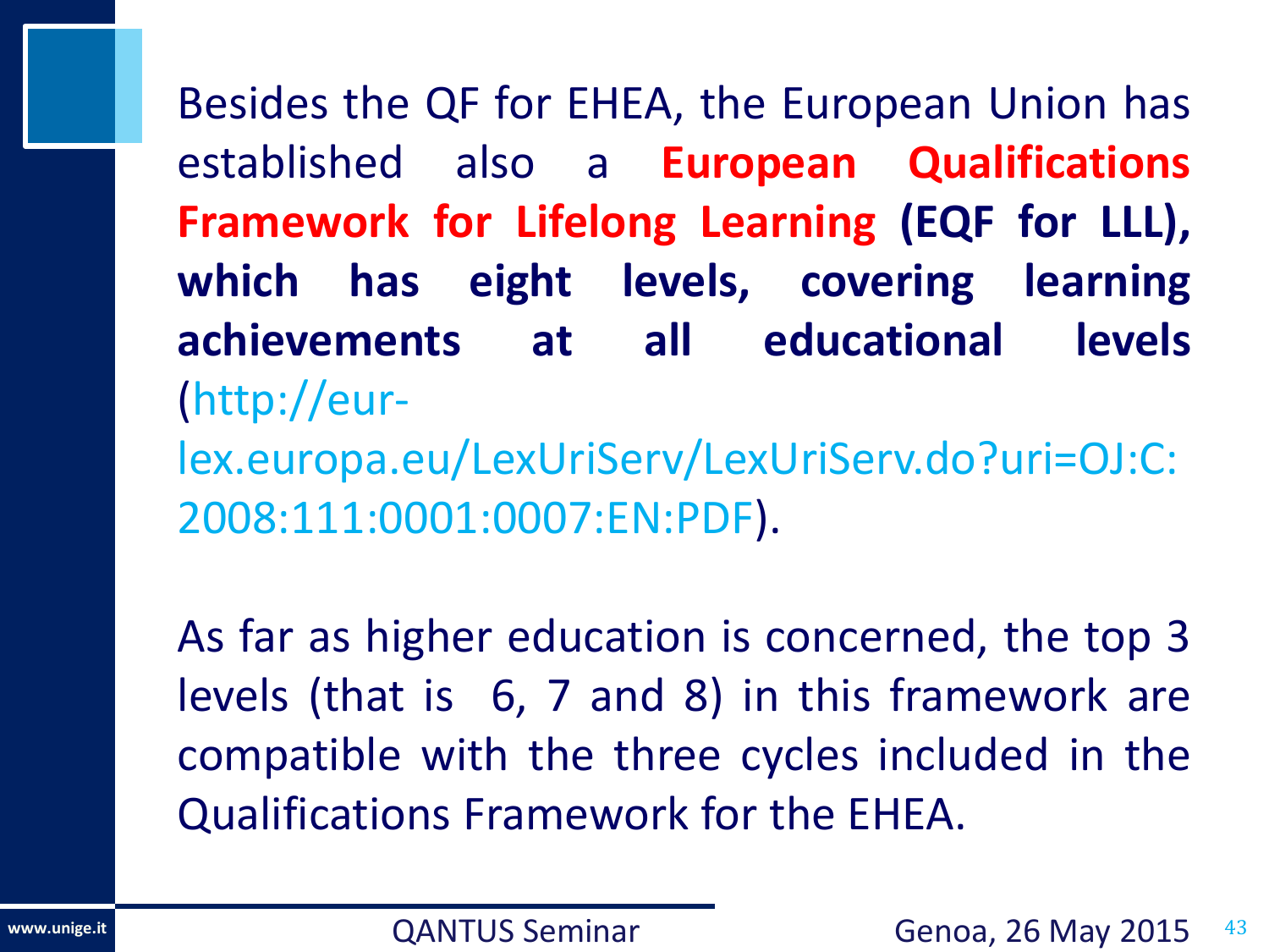Besides the QF for EHEA, the European Union has established also a **European Qualifications Framework for Lifelong Learning (EQF for LLL), which has eight levels, covering learning achievements at all educational levels** (http://eur-lex.europa.eu/LexUriServ/LexUriServ.do?uri=OJ:C:2008:111:0001:0007:EN:PDF).

As far as higher education is concerned, the top 3 levels (that is 6, 7 and 8) in this framework are compatible with the three cycles included in the Qualifications Framework for the EHEA.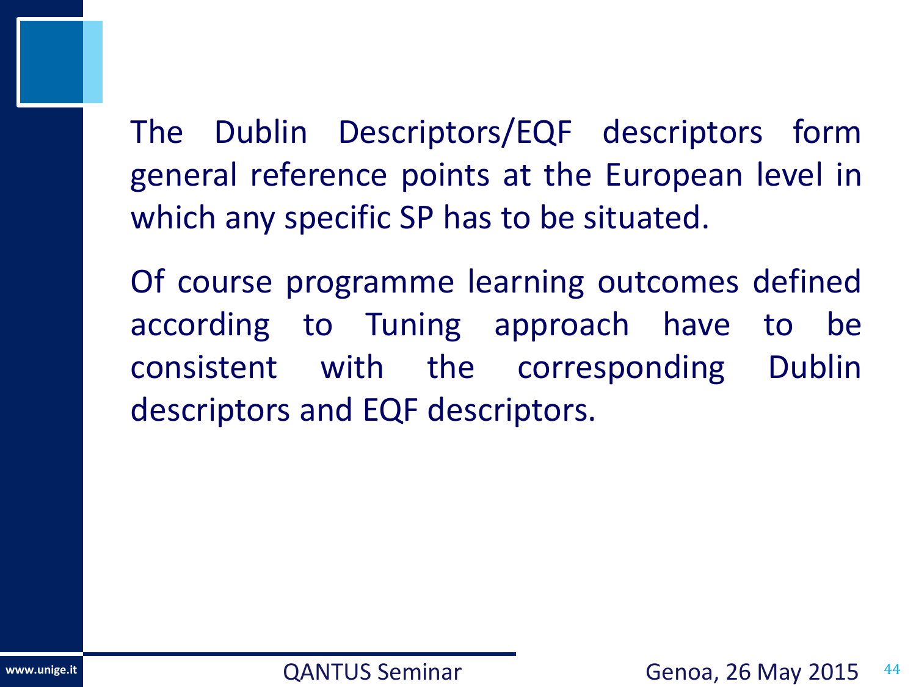The Dublin Descriptors/EQF descriptors form general reference points at the European level in which any specific SP has to be situated.

Of course programme learning outcomes defined according to Tuning approach have to be consistent with the corresponding Dublin descriptors and EQF descriptors.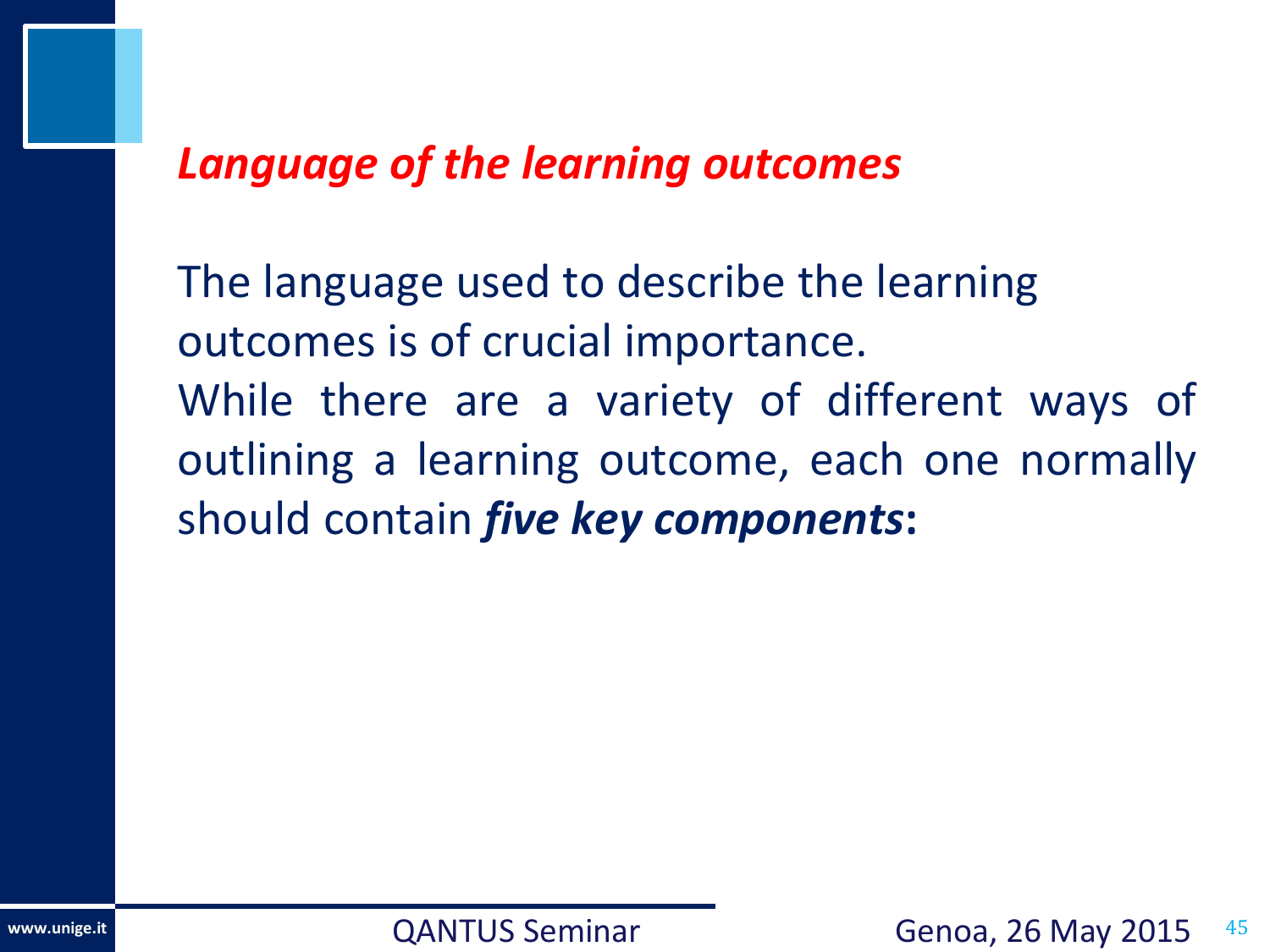## *Language of the learning outcomes*

The language used to describe the learning outcomes is of crucial importance.
While there are a variety of different ways of outlining a learning outcome, each one normally should contain ***five key components***: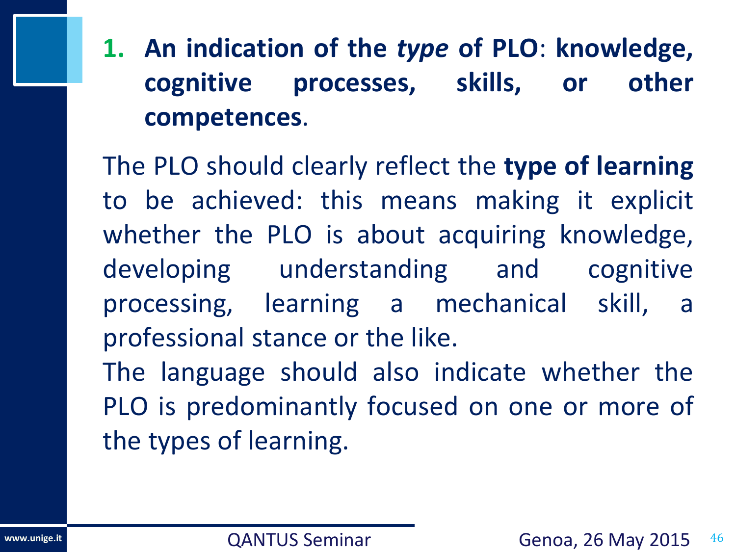1. **An indication of the *type* of PLO**: **knowledge, cognitive processes, skills, or other competences**.

The PLO should clearly reflect the **type of learning** to be achieved: this means making it explicit whether the PLO is about acquiring knowledge, developing understanding and cognitive processing, learning a mechanical skill, a professional stance or the like.

The language should also indicate whether the PLO is predominantly focused on one or more of the types of learning.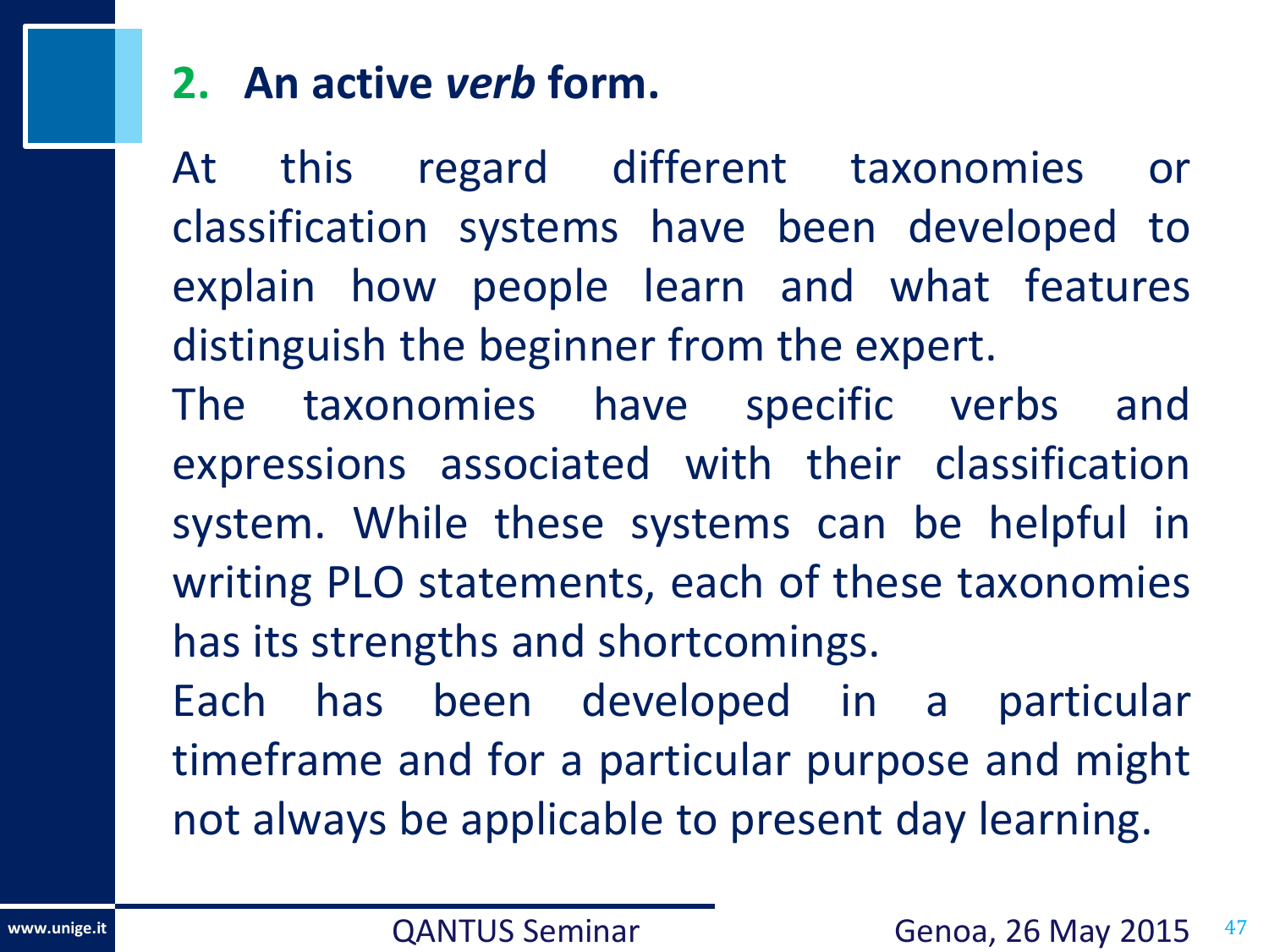## 2. An active *verb* form.

At this regard different taxonomies or classification systems have been developed to explain how people learn and what features distinguish the beginner from the expert.

The taxonomies have specific verbs and expressions associated with their classification system. While these systems can be helpful in writing PLO statements, each of these taxonomies has its strengths and shortcomings.

Each has been developed in a particular timeframe and for a particular purpose and might not always be applicable to present day learning.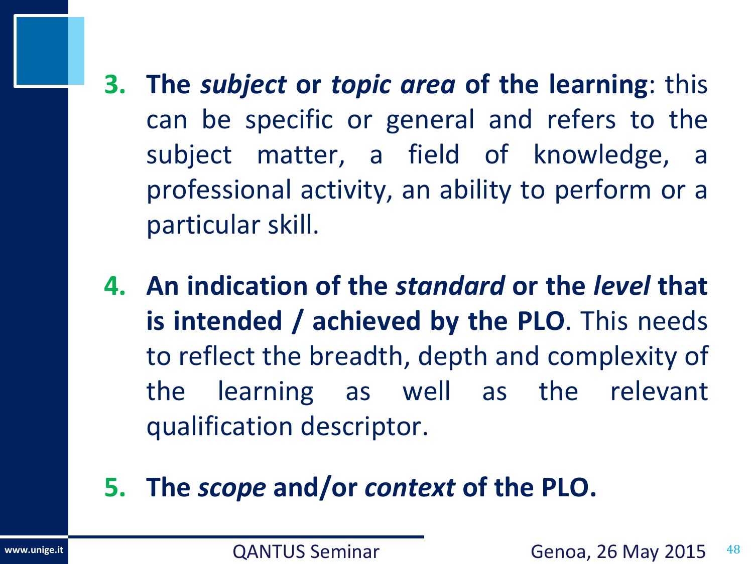3. **The *subject* or *topic area* of the learning**: this can be specific or general and refers to the subject matter, a field of knowledge, a professional activity, an ability to perform or a particular skill.

4. **An indication of the *standard* or the *level* that is intended / achieved by the PLO**. This needs to reflect the breadth, depth and complexity of the learning as well as the relevant qualification descriptor.

5. **The *scope* and/or *context* of the PLO.**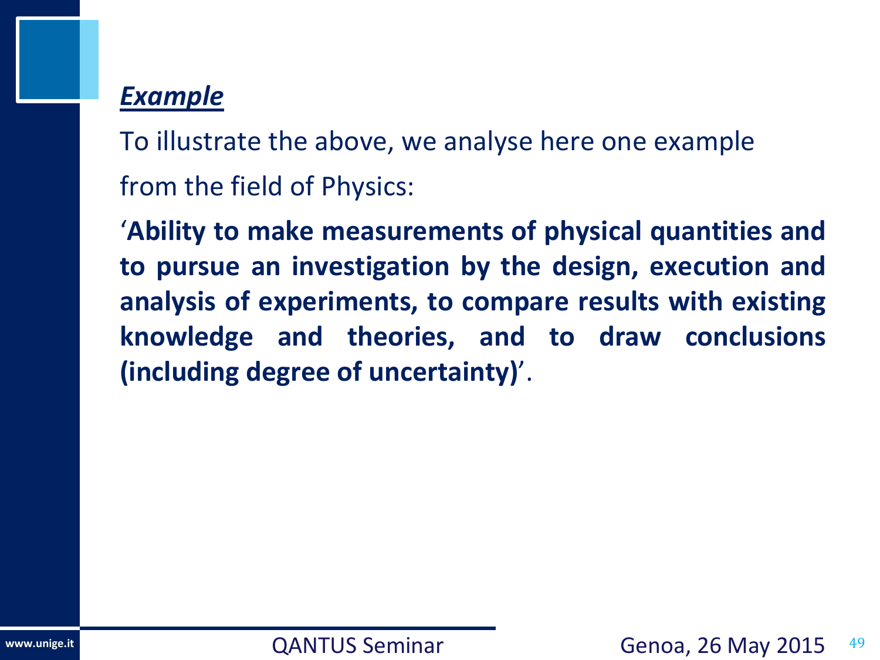***Example***

To illustrate the above, we analyse here one example from the field of Physics:

'**Ability to make measurements of physical quantities and to pursue an investigation by the design, execution and analysis of experiments, to compare results with existing knowledge and theories, and to draw conclusions (including degree of uncertainty)**'.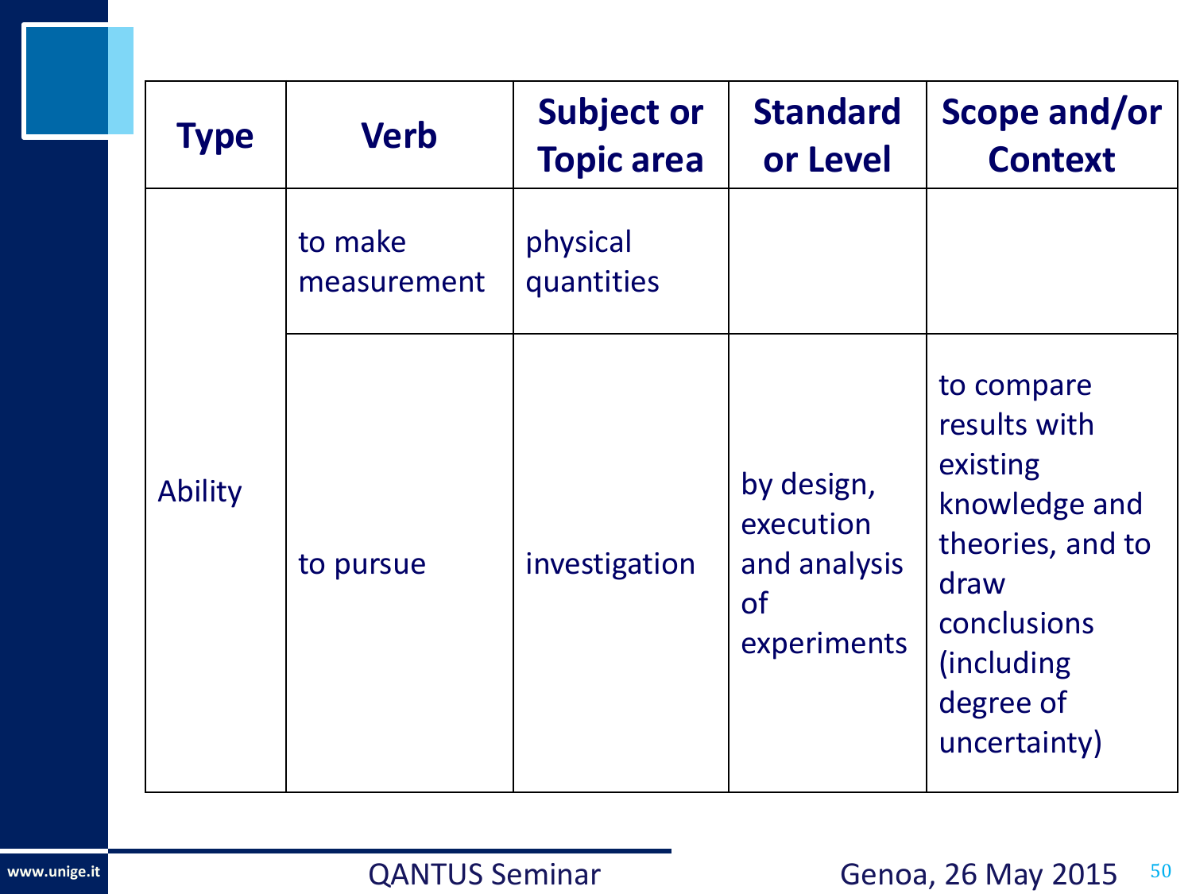| Type | Verb | Subject or Topic area | Standard or Level | Scope and/or Context |
|---|---|---|---|---|
| Ability | to make measurement | physical quantities | | |
| | to pursue | investigation | by design, execution and analysis of experiments | to compare results with existing knowledge and theories, and to draw conclusions (including degree of uncertainty) |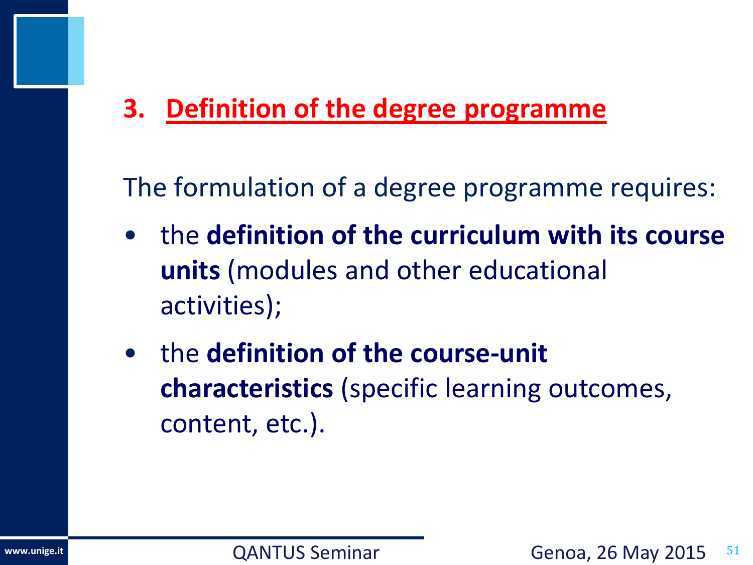## 3. Definition of the degree programme

The formulation of a degree programme requires:

- the **definition of the curriculum with its course units** (modules and other educational activities);
- the **definition of the course-unit characteristics** (specific learning outcomes, content, etc.).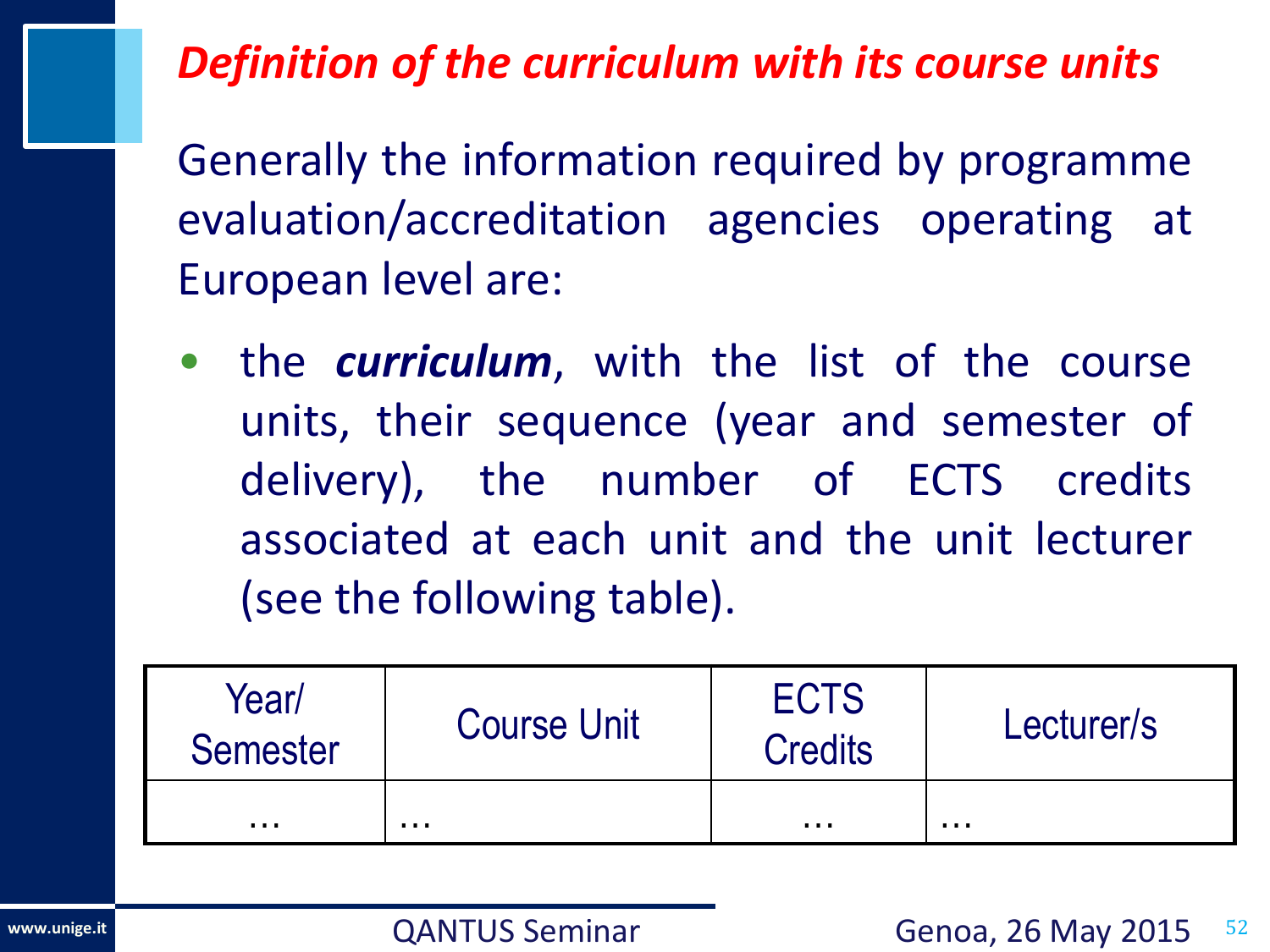## *Definition of the curriculum with its course units*

Generally the information required by programme evaluation/accreditation agencies operating at European level are:

- the ***curriculum***, with the list of the course units, their sequence (year and semester of delivery), the number of ECTS credits associated at each unit and the unit lecturer (see the following table).

| Year/ Semester | Course Unit | ECTS Credits | Lecturer/s |
|---|---|---|---|
| … | … | … | … |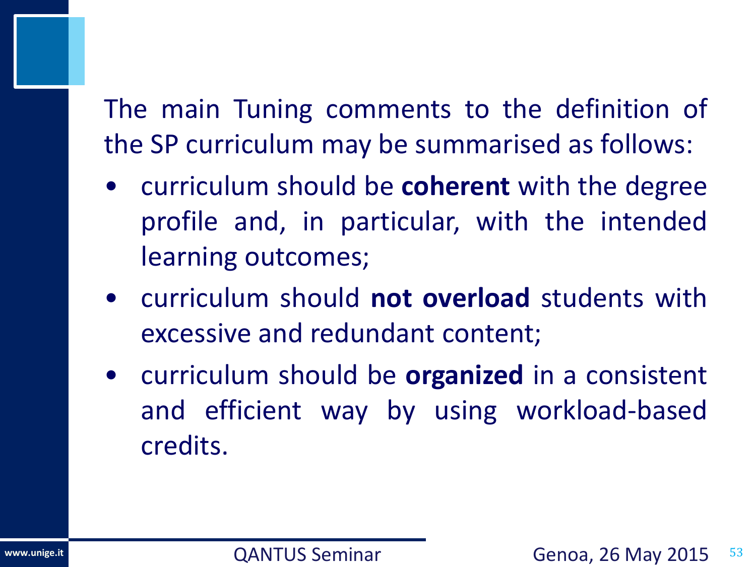The main Tuning comments to the definition of the SP curriculum may be summarised as follows:

- curriculum should be **coherent** with the degree profile and, in particular, with the intended learning outcomes;
- curriculum should **not overload** students with excessive and redundant content;
- curriculum should be **organized** in a consistent and efficient way by using workload-based credits.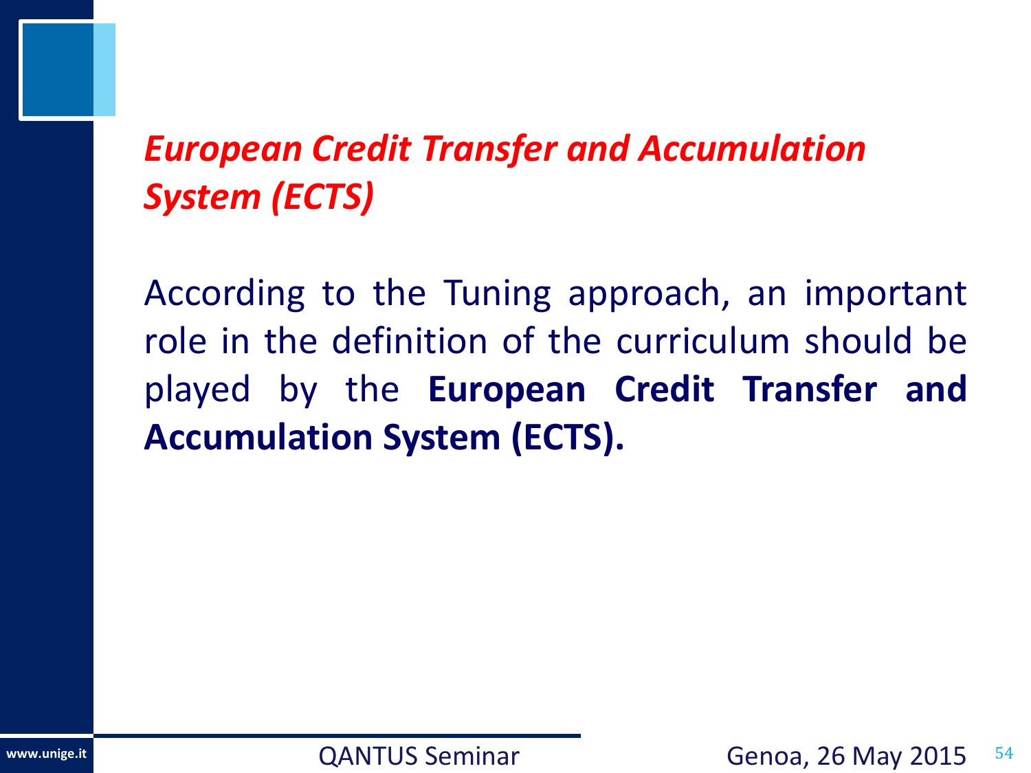## *European Credit Transfer and Accumulation System (ECTS)*

According to the Tuning approach, an important role in the definition of the curriculum should be played by the **European Credit Transfer and Accumulation System (ECTS).**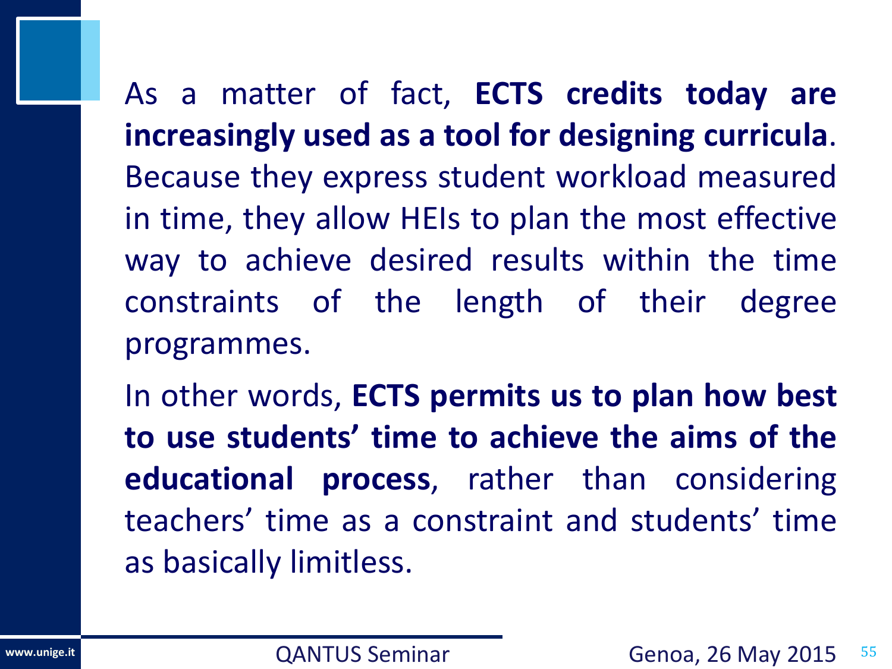As a matter of fact, **ECTS credits today are increasingly used as a tool for designing curricula**. Because they express student workload measured in time, they allow HEIs to plan the most effective way to achieve desired results within the time constraints of the length of their degree programmes.

In other words, **ECTS permits us to plan how best to use students' time to achieve the aims of the educational process**, rather than considering teachers' time as a constraint and students' time as basically limitless.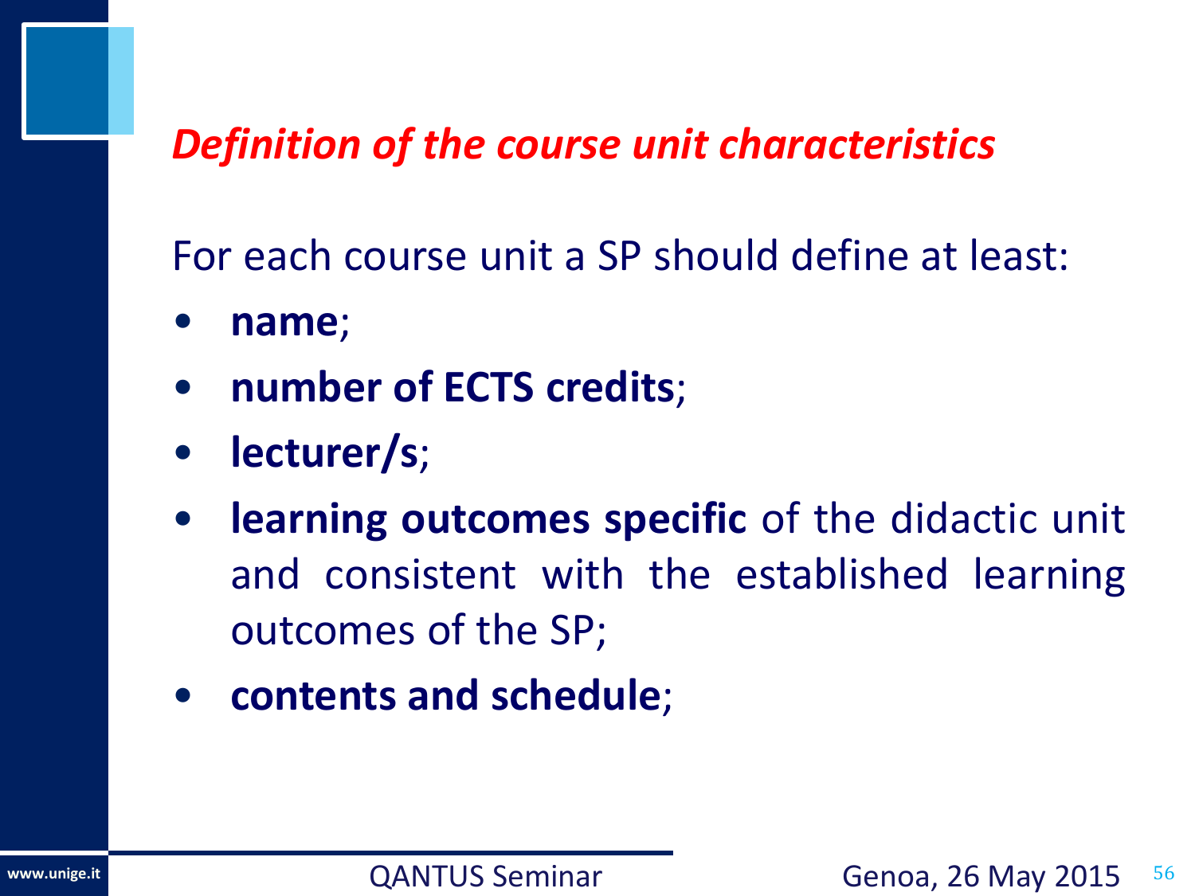## *Definition of the course unit characteristics*

For each course unit a SP should define at least:

- **name**;
- **number of ECTS credits**;
- **lecturer/s**;
- **learning outcomes specific** of the didactic unit and consistent with the established learning outcomes of the SP;
- **contents and schedule**;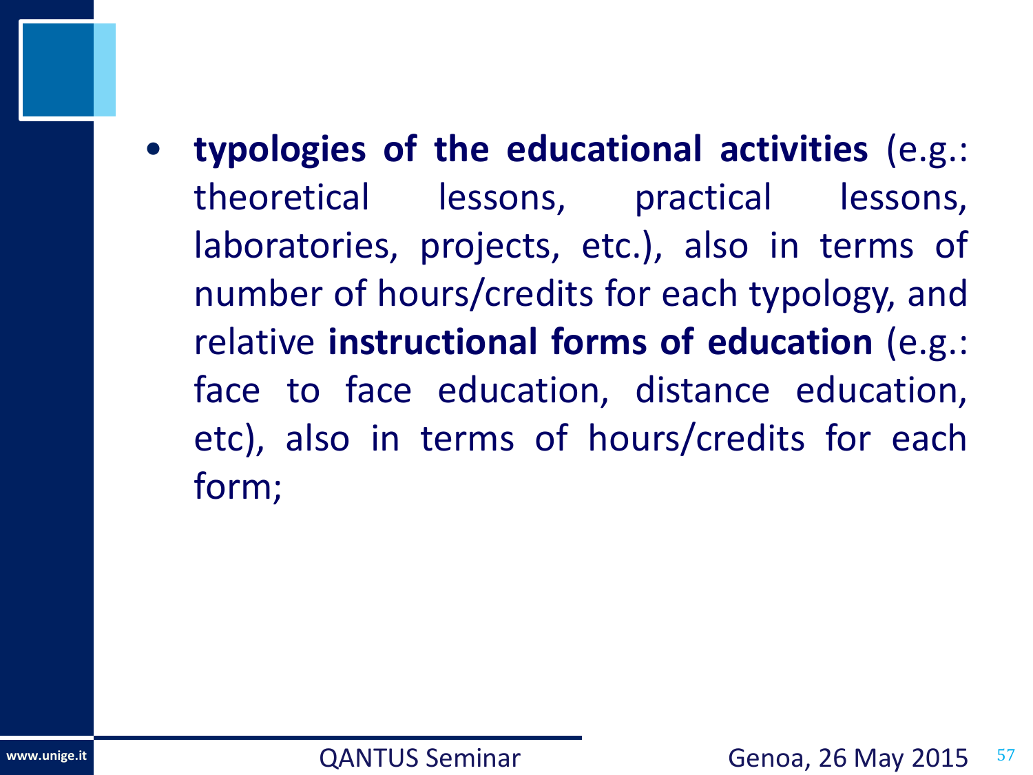- **typologies of the educational activities** (e.g.: theoretical lessons, practical lessons, laboratories, projects, etc.), also in terms of number of hours/credits for each typology, and relative **instructional forms of education** (e.g.: face to face education, distance education, etc), also in terms of hours/credits for each form;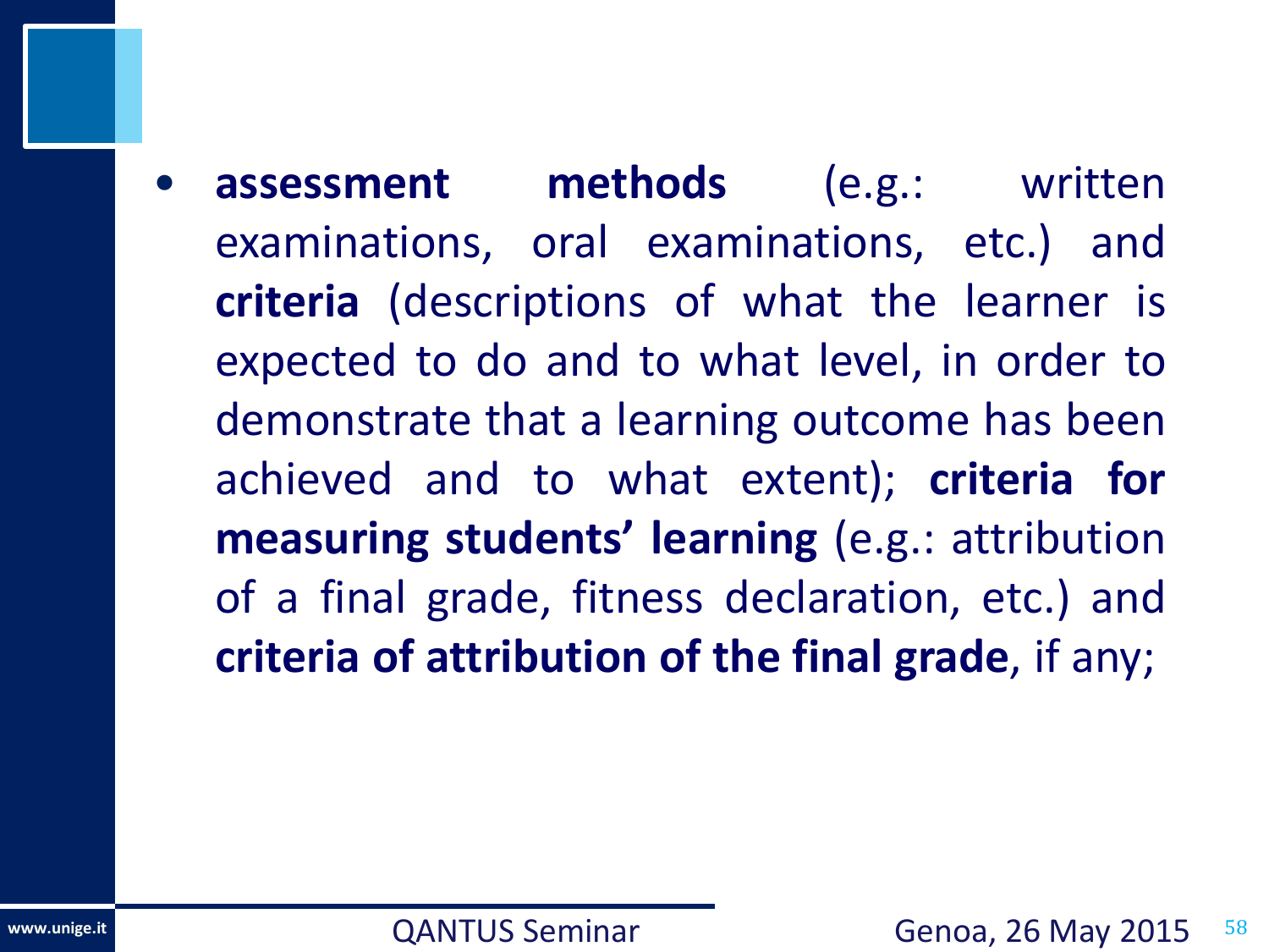- **assessment methods** (e.g.: written examinations, oral examinations, etc.) and **criteria** (descriptions of what the learner is expected to do and to what level, in order to demonstrate that a learning outcome has been achieved and to what extent); **criteria for measuring students' learning** (e.g.: attribution of a final grade, fitness declaration, etc.) and **criteria of attribution of the final grade**, if any;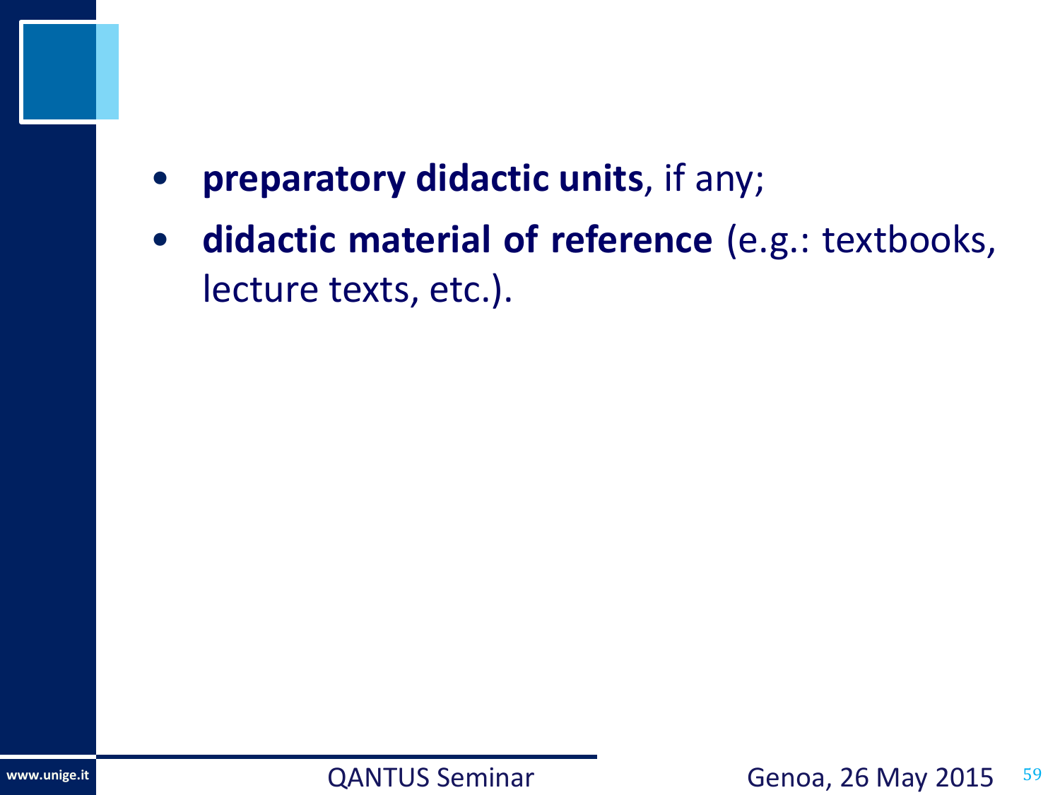- **preparatory didactic units**, if any;
- **didactic material of reference** (e.g.: textbooks, lecture texts, etc.).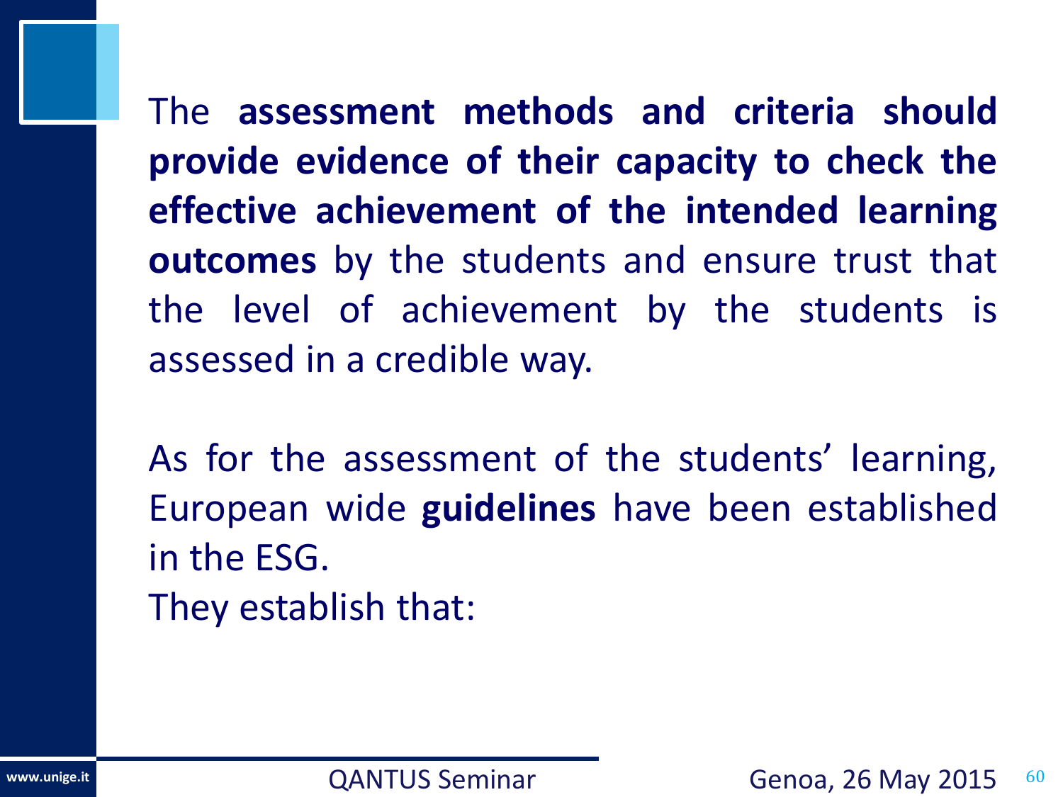The **assessment methods and criteria should provide evidence of their capacity to check the effective achievement of the intended learning outcomes** by the students and ensure trust that the level of achievement by the students is assessed in a credible way.

As for the assessment of the students' learning, European wide **guidelines** have been established in the ESG.
They establish that: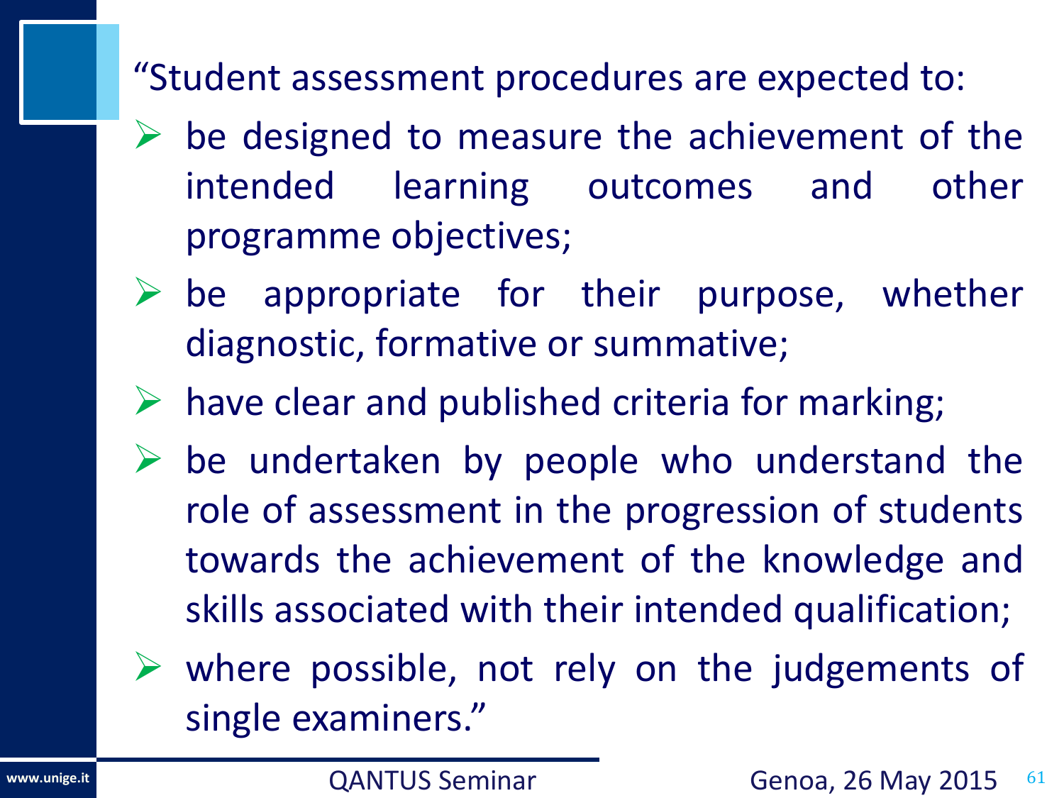"Student assessment procedures are expected to:

- be designed to measure the achievement of the intended learning outcomes and other programme objectives;
- be appropriate for their purpose, whether diagnostic, formative or summative;
- have clear and published criteria for marking;
- be undertaken by people who understand the role of assessment in the progression of students towards the achievement of the knowledge and skills associated with their intended qualification;
- where possible, not rely on the judgements of single examiners."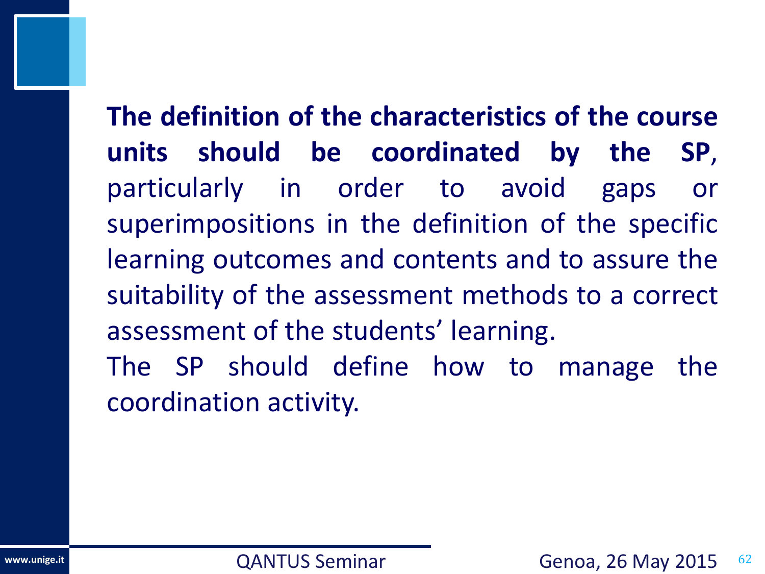**The definition of the characteristics of the course units should be coordinated by the SP**, particularly in order to avoid gaps or superimpositions in the definition of the specific learning outcomes and contents and to assure the suitability of the assessment methods to a correct assessment of the students' learning.

The SP should define how to manage the coordination activity.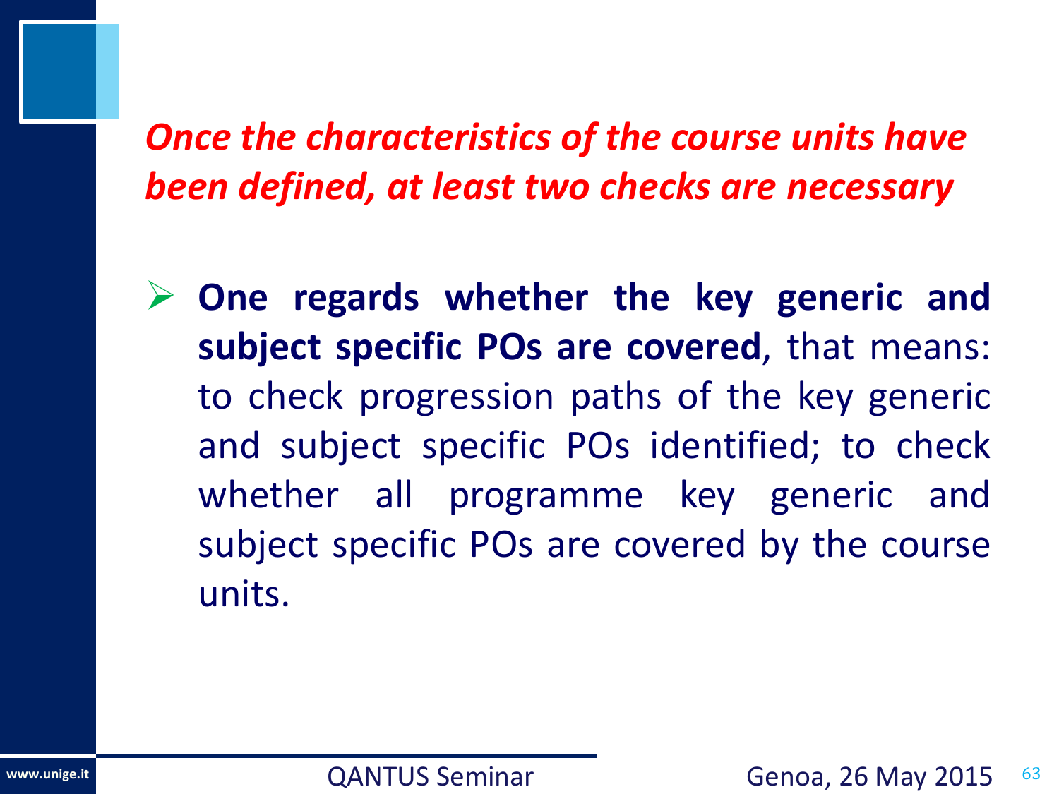***Once the characteristics of the course units have been defined, at least two checks are necessary***

- **One regards whether the key generic and subject specific POs are covered**, that means: to check progression paths of the key generic and subject specific POs identified; to check whether all programme key generic and subject specific POs are covered by the course units.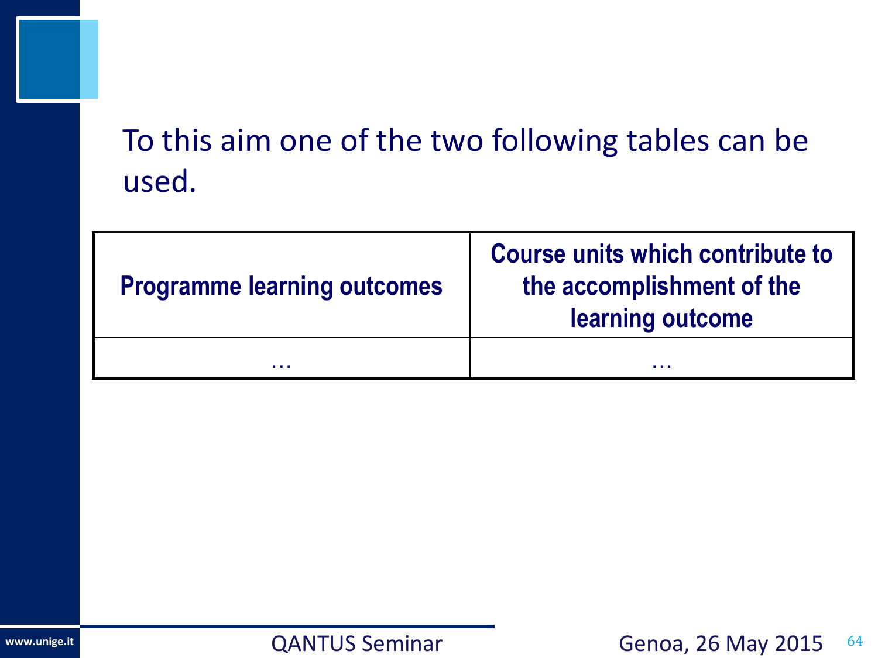To this aim one of the two following tables can be used.

| Programme learning outcomes | Course units which contribute to the accomplishment of the learning outcome |
| --- | --- |
| … | … |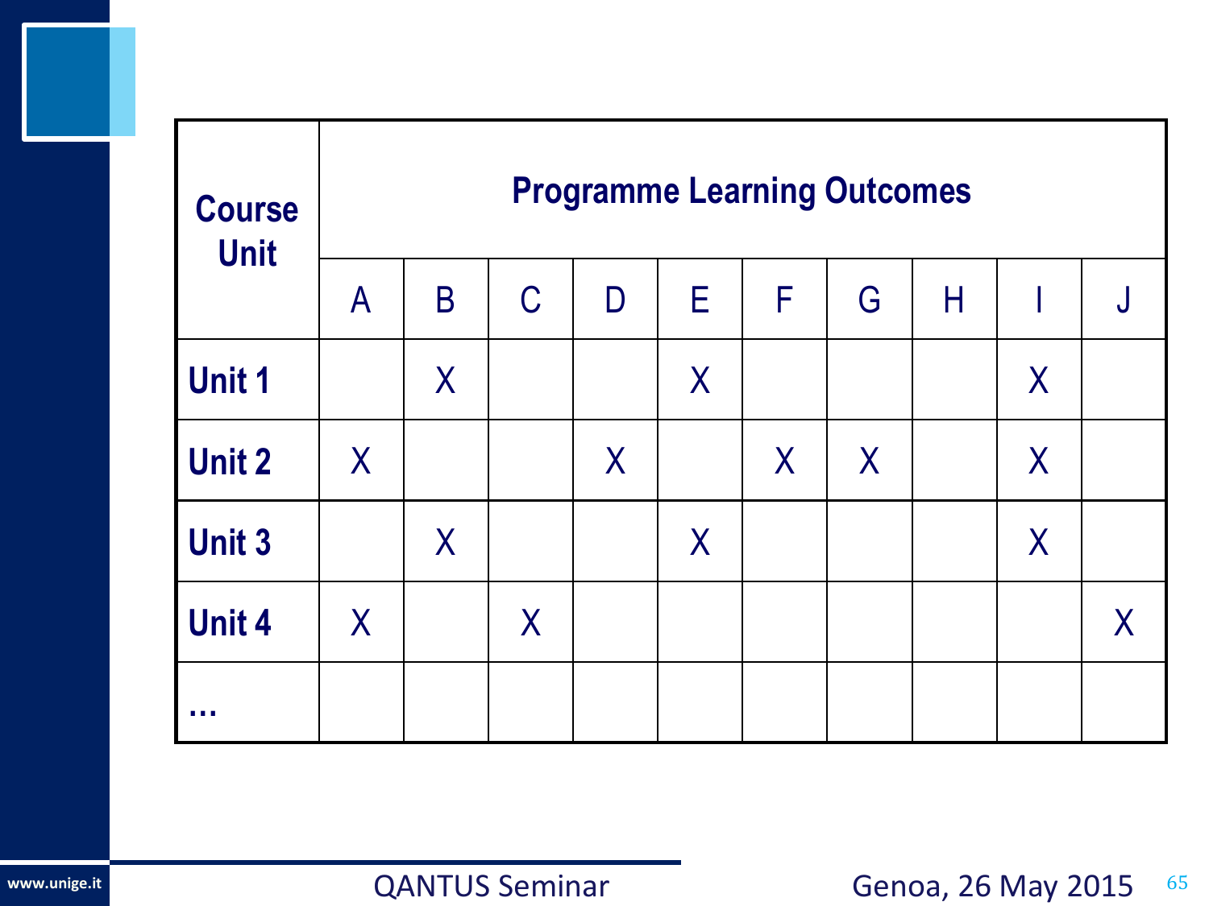| Course Unit | Programme Learning Outcomes | | | | | | | | | |
|---|---|---|---|---|---|---|---|---|---|---|
| | A | B | C | D | E | F | G | H | I | J |
| **Unit 1** | | X | | | X | | | | X | |
| **Unit 2** | X | | | X | | X | X | | X | |
| **Unit 3** | | X | | | X | | | | X | |
| **Unit 4** | X | | X | | | | | | | X |
| **…** | | | | | | | | | | |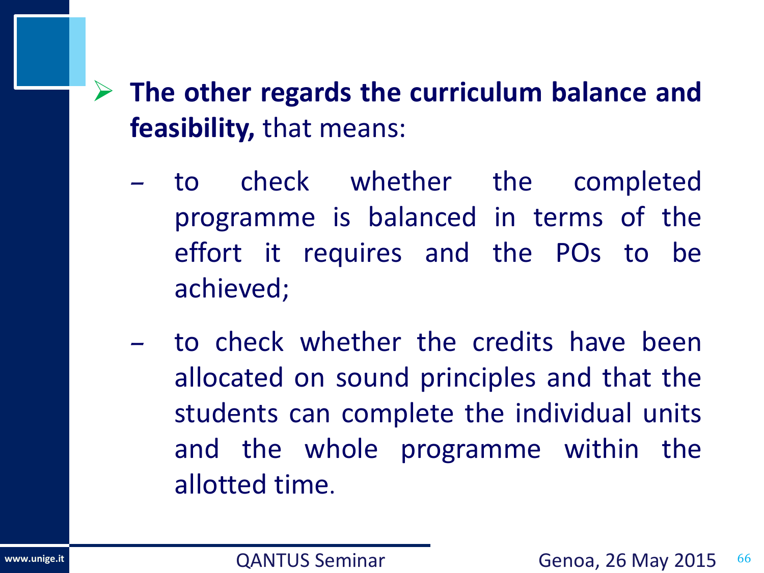- **The other regards the curriculum balance and feasibility,** that means:
  - to check whether the completed programme is balanced in terms of the effort it requires and the POs to be achieved;
  - to check whether the credits have been allocated on sound principles and that the students can complete the individual units and the whole programme within the allotted time.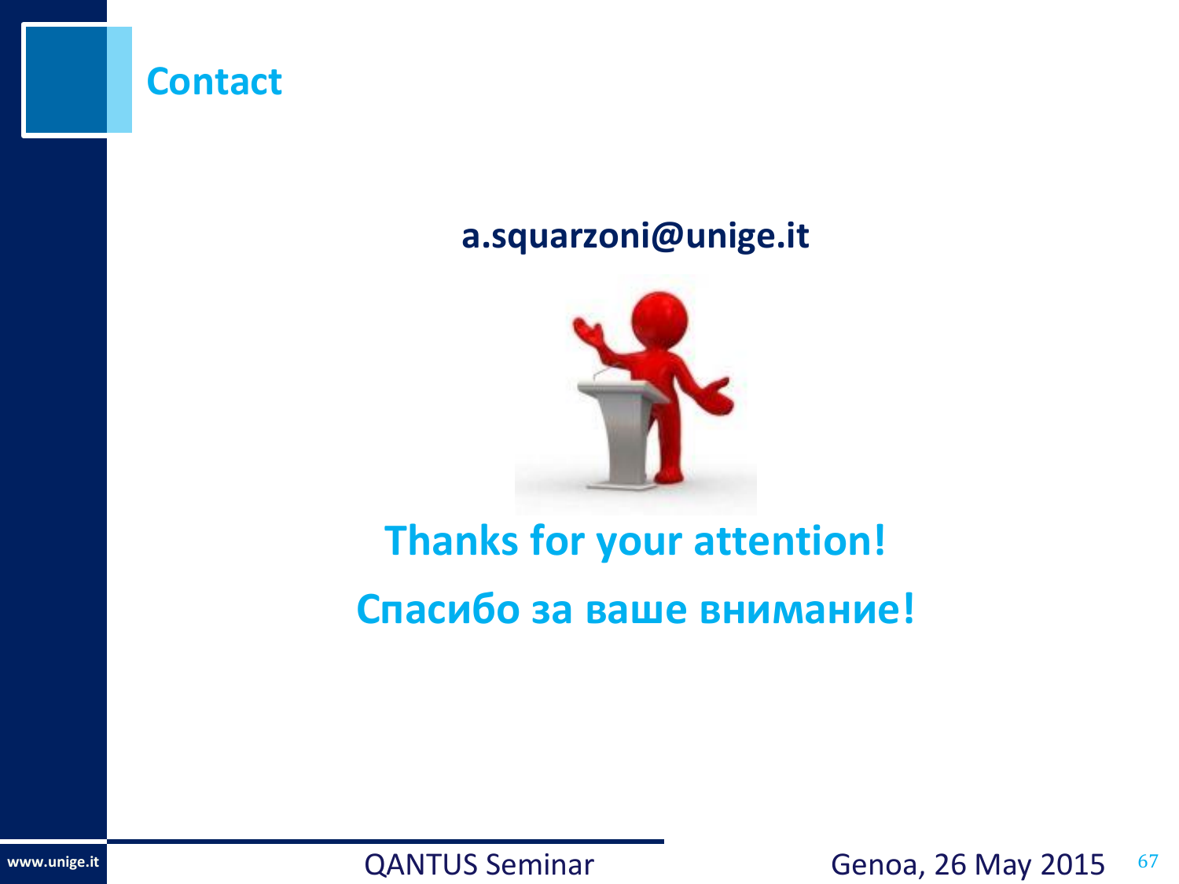# Contact

**a.squarzoni@unige.it**

**Thanks for your attention!**

**Спасибо за ваше внимание!**